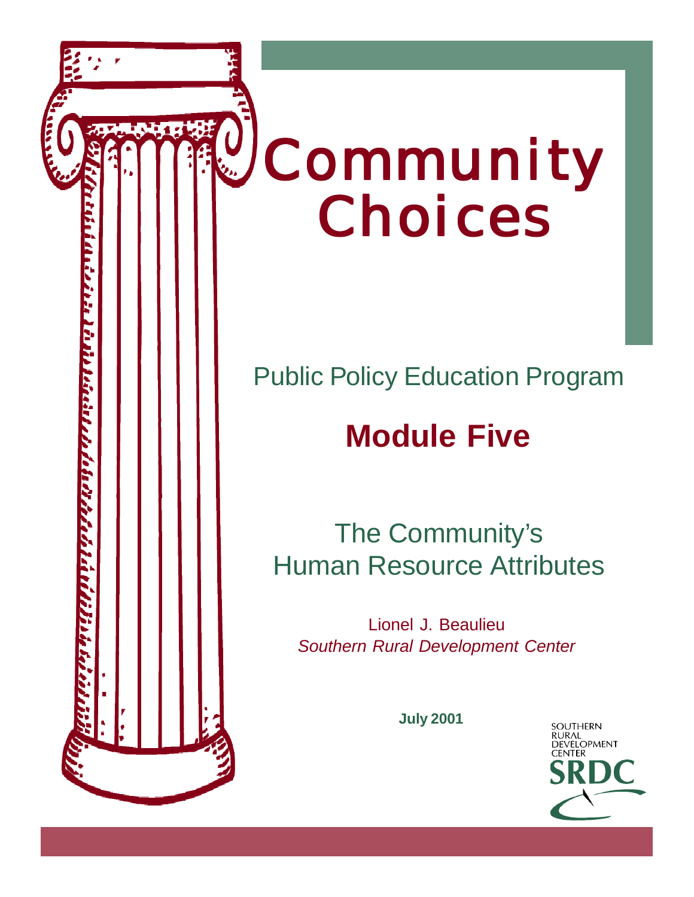# Community Choices

Public Policy Education Program

## Module Five

### The Community's Human Resource Attributes

Lionel J. Beaulieu

*Southern Rural Development Center*

**July 2001**

SOUTHERN RURAL DEVELOPMENT CENTER

SRDC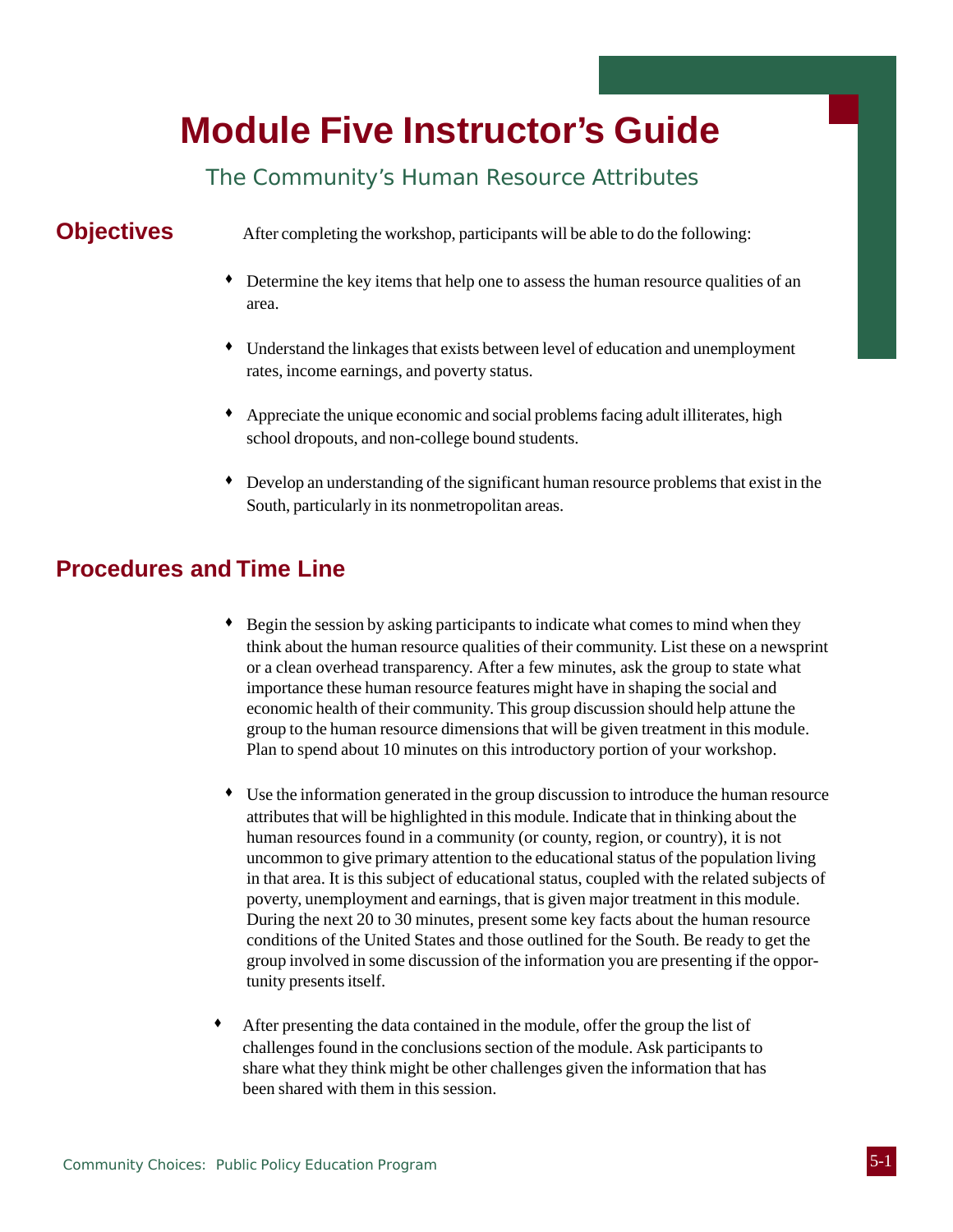# Module Five Instructor's Guide

## The Community's Human Resource Attributes

## Objectives

After completing the workshop, participants will be able to do the following:

- Determine the key items that help one to assess the human resource qualities of an area.
- Understand the linkages that exists between level of education and unemployment rates, income earnings, and poverty status.
- Appreciate the unique economic and social problems facing adult illiterates, high school dropouts, and non-college bound students.
- Develop an understanding of the significant human resource problems that exist in the South, particularly in its nonmetropolitan areas.

## Procedures and Time Line

- Begin the session by asking participants to indicate what comes to mind when they think about the human resource qualities of their community. List these on a newsprint or a clean overhead transparency. After a few minutes, ask the group to state what importance these human resource features might have in shaping the social and economic health of their community. This group discussion should help attune the group to the human resource dimensions that will be given treatment in this module. Plan to spend about 10 minutes on this introductory portion of your workshop.
- Use the information generated in the group discussion to introduce the human resource attributes that will be highlighted in this module. Indicate that in thinking about the human resources found in a community (or county, region, or country), it is not uncommon to give primary attention to the educational status of the population living in that area. It is this subject of educational status, coupled with the related subjects of poverty, unemployment and earnings, that is given major treatment in this module. During the next 20 to 30 minutes, present some key facts about the human resource conditions of the United States and those outlined for the South. Be ready to get the group involved in some discussion of the information you are presenting if the opportunity presents itself.
- After presenting the data contained in the module, offer the group the list of challenges found in the conclusions section of the module. Ask participants to share what they think might be other challenges given the information that has been shared with them in this session.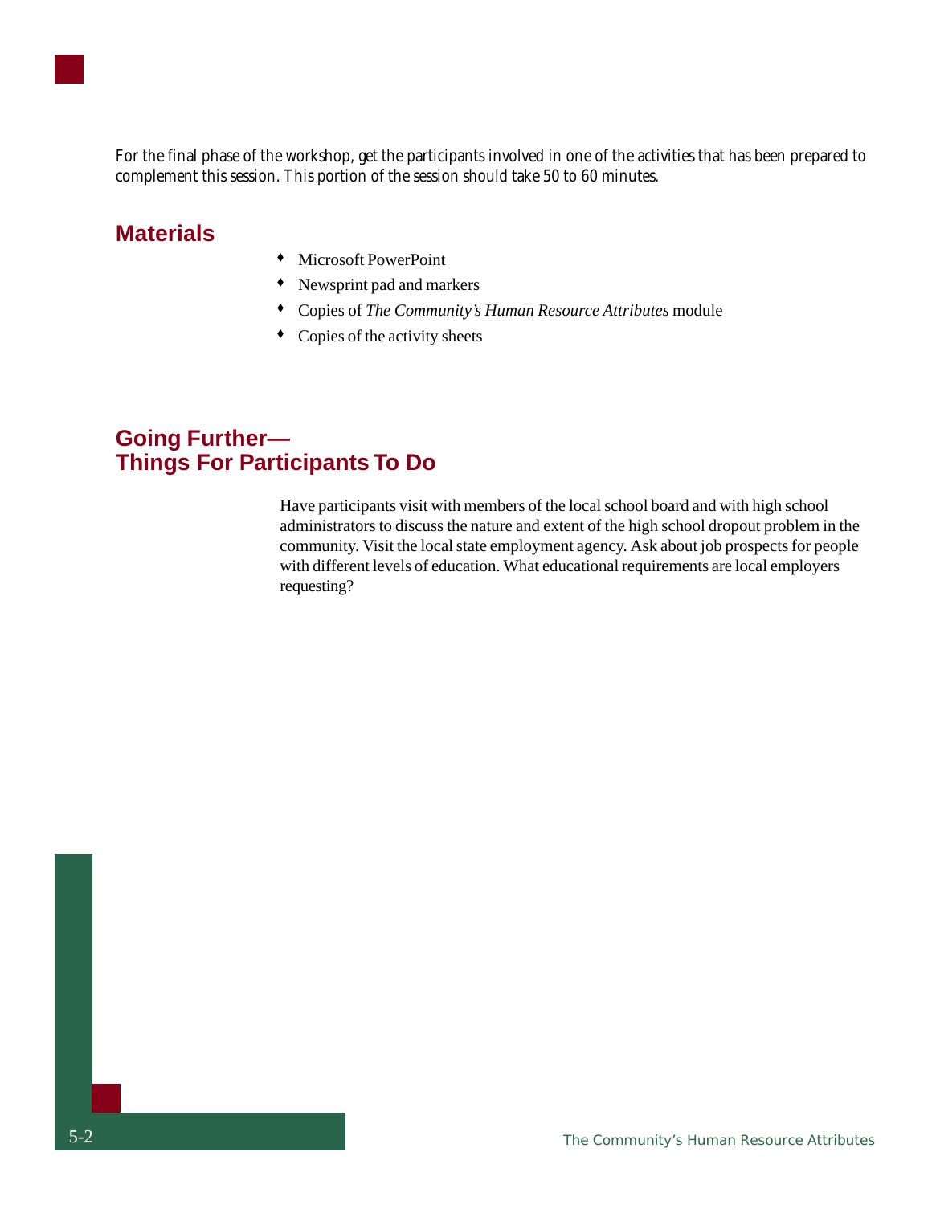For the final phase of the workshop, get the participants involved in one of the activities that has been prepared to complement this session. This portion of the session should take 50 to 60 minutes.

## Materials

- Microsoft PowerPoint
- Newsprint pad and markers
- Copies of *The Community's Human Resource Attributes* module
- Copies of the activity sheets

## Going Further— Things For Participants To Do

Have participants visit with members of the local school board and with high school administrators to discuss the nature and extent of the high school dropout problem in the community. Visit the local state employment agency. Ask about job prospects for people with different levels of education. What educational requirements are local employers requesting?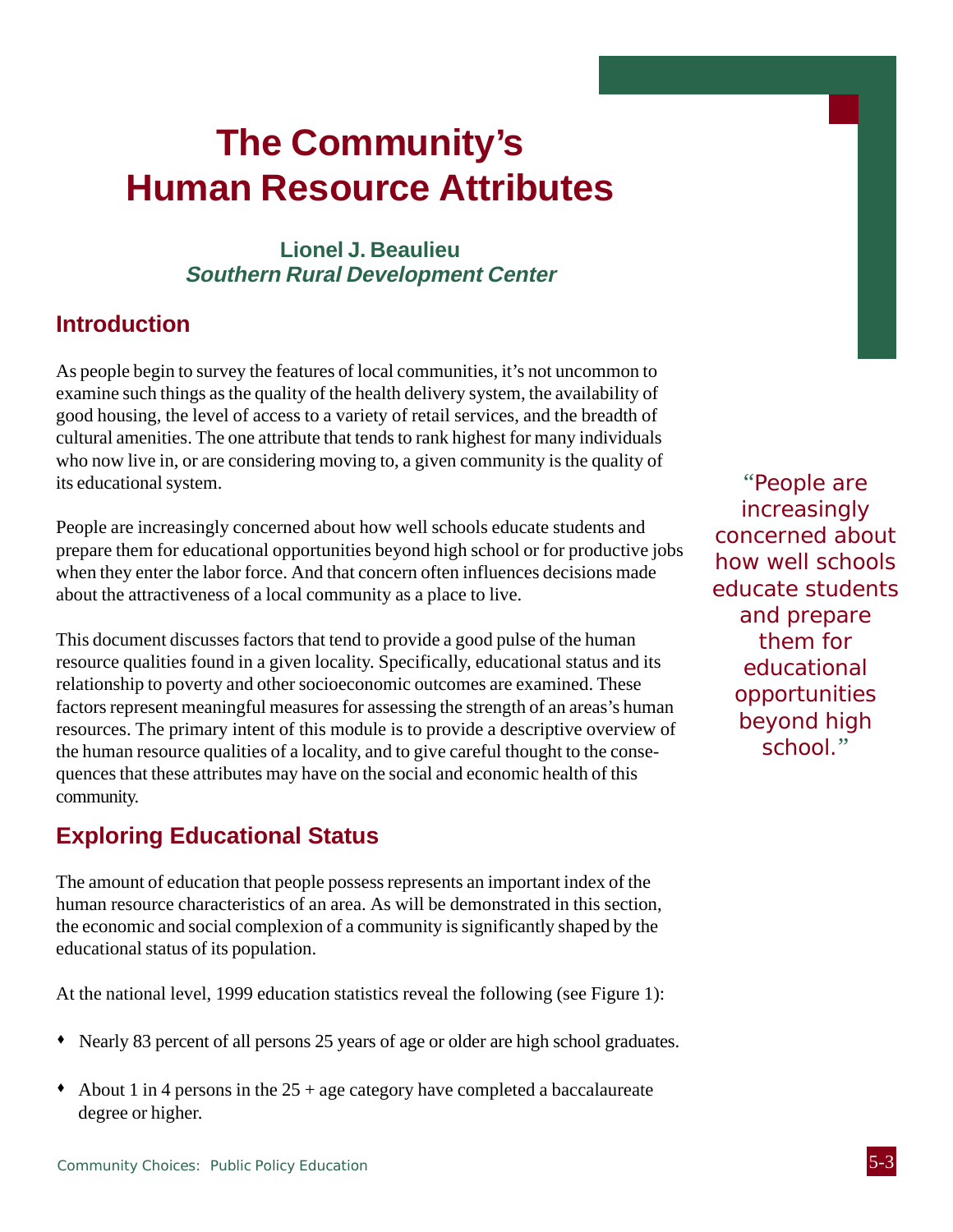# The Community's Human Resource Attributes

**Lionel J. Beaulieu**
***Southern Rural Development Center***

## Introduction

As people begin to survey the features of local communities, it's not uncommon to examine such things as the quality of the health delivery system, the availability of good housing, the level of access to a variety of retail services, and the breadth of cultural amenities. The one attribute that tends to rank highest for many individuals who now live in, or are considering moving to, a given community is the quality of its educational system.

People are increasingly concerned about how well schools educate students and prepare them for educational opportunities beyond high school or for productive jobs when they enter the labor force. And that concern often influences decisions made about the attractiveness of a local community as a place to live.

> "People are increasingly concerned about how well schools educate students and prepare them for educational opportunities beyond high school."

This document discusses factors that tend to provide a good pulse of the human resource qualities found in a given locality. Specifically, educational status and its relationship to poverty and other socioeconomic outcomes are examined. These factors represent meaningful measures for assessing the strength of an areas's human resources. The primary intent of this module is to provide a descriptive overview of the human resource qualities of a locality, and to give careful thought to the consequences that these attributes may have on the social and economic health of this community.

## Exploring Educational Status

The amount of education that people possess represents an important index of the human resource characteristics of an area. As will be demonstrated in this section, the economic and social complexion of a community is significantly shaped by the educational status of its population.

At the national level, 1999 education statistics reveal the following (see Figure 1):

- Nearly 83 percent of all persons 25 years of age or older are high school graduates.
- About 1 in 4 persons in the 25 + age category have completed a baccalaureate degree or higher.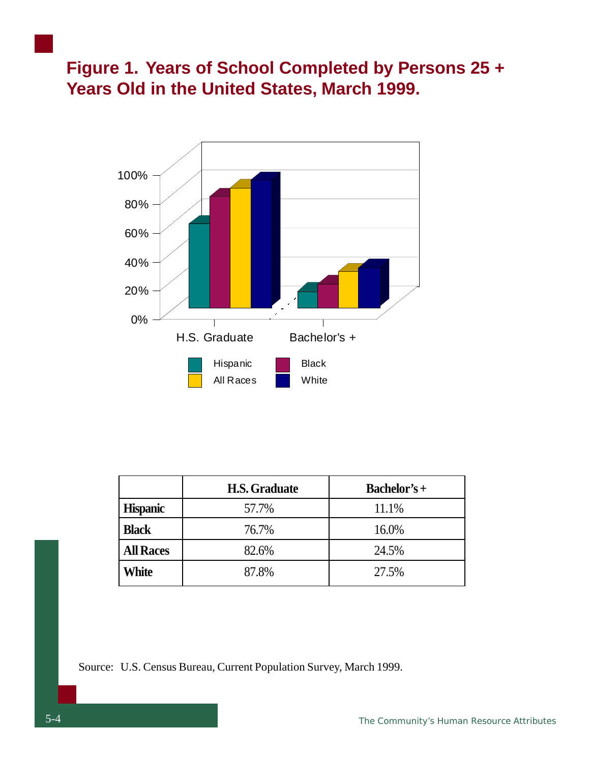## Figure 1. Years of School Completed by Persons 25 + Years Old in the United States, March 1999.

|  | H.S. Graduate | Bachelor's + |
|---|---|---|
| **Hispanic** | 57.7% | 11.1% |
| **Black** | 76.7% | 16.0% |
| **All Races** | 82.6% | 24.5% |
| **White** | 87.8% | 27.5% |

Source: U.S. Census Bureau, Current Population Survey, March 1999.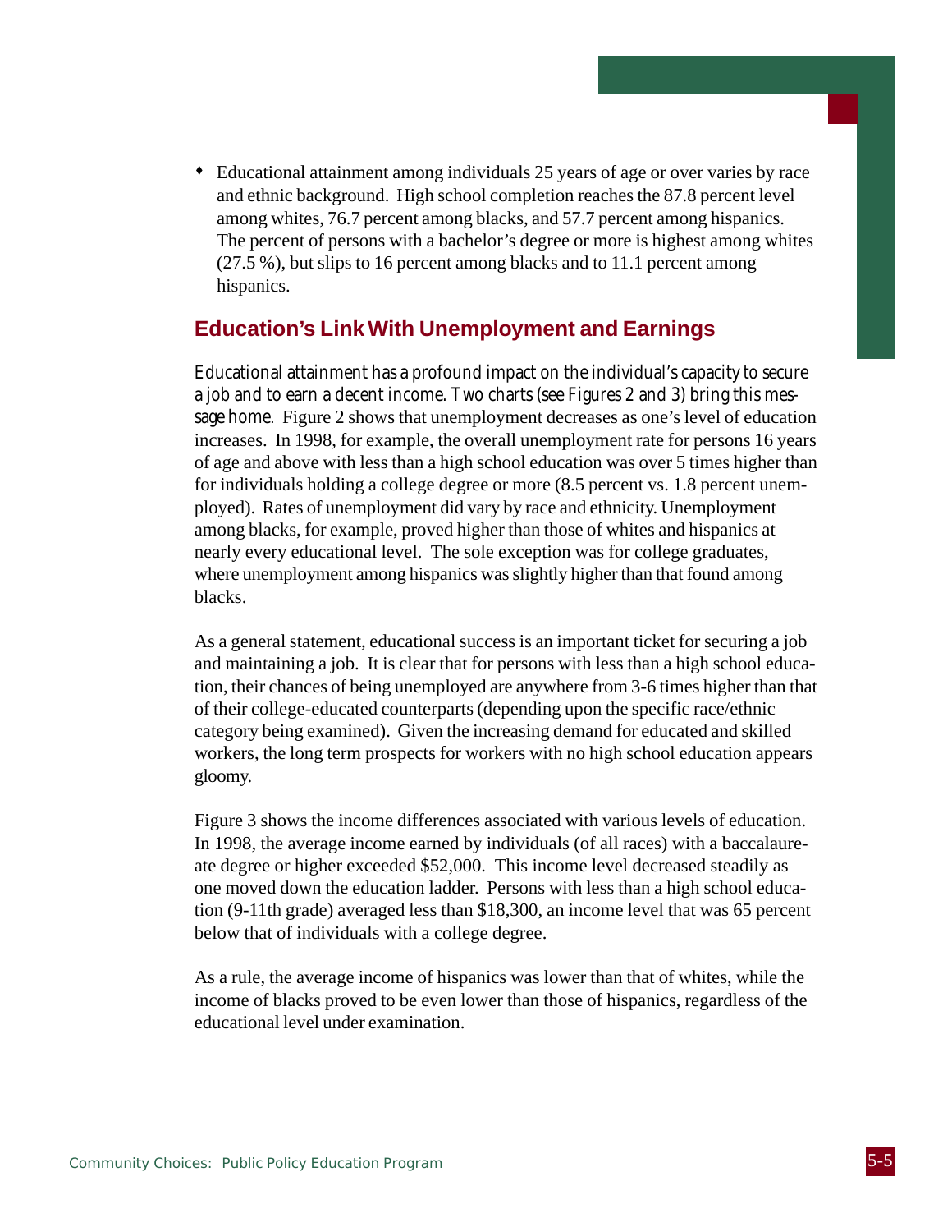- Educational attainment among individuals 25 years of age or over varies by race and ethnic background. High school completion reaches the 87.8 percent level among whites, 76.7 percent among blacks, and 57.7 percent among hispanics. The percent of persons with a bachelor's degree or more is highest among whites (27.5 %), but slips to 16 percent among blacks and to 11.1 percent among hispanics.

## Education's Link With Unemployment and Earnings

Educational attainment has a profound impact on the individual's capacity to secure a job and to earn a decent income. Two charts (see Figures 2 and 3) bring this message home. Figure 2 shows that unemployment decreases as one's level of education increases. In 1998, for example, the overall unemployment rate for persons 16 years of age and above with less than a high school education was over 5 times higher than for individuals holding a college degree or more (8.5 percent vs. 1.8 percent unemployed). Rates of unemployment did vary by race and ethnicity. Unemployment among blacks, for example, proved higher than those of whites and hispanics at nearly every educational level. The sole exception was for college graduates, where unemployment among hispanics was slightly higher than that found among blacks.

As a general statement, educational success is an important ticket for securing a job and maintaining a job. It is clear that for persons with less than a high school education, their chances of being unemployed are anywhere from 3-6 times higher than that of their college-educated counterparts (depending upon the specific race/ethnic category being examined). Given the increasing demand for educated and skilled workers, the long term prospects for workers with no high school education appears gloomy.

Figure 3 shows the income differences associated with various levels of education. In 1998, the average income earned by individuals (of all races) with a baccalaureate degree or higher exceeded $52,000. This income level decreased steadily as one moved down the education ladder. Persons with less than a high school education (9-11th grade) averaged less than $18,300, an income level that was 65 percent below that of individuals with a college degree.

As a rule, the average income of hispanics was lower than that of whites, while the income of blacks proved to be even lower than those of hispanics, regardless of the educational level under examination.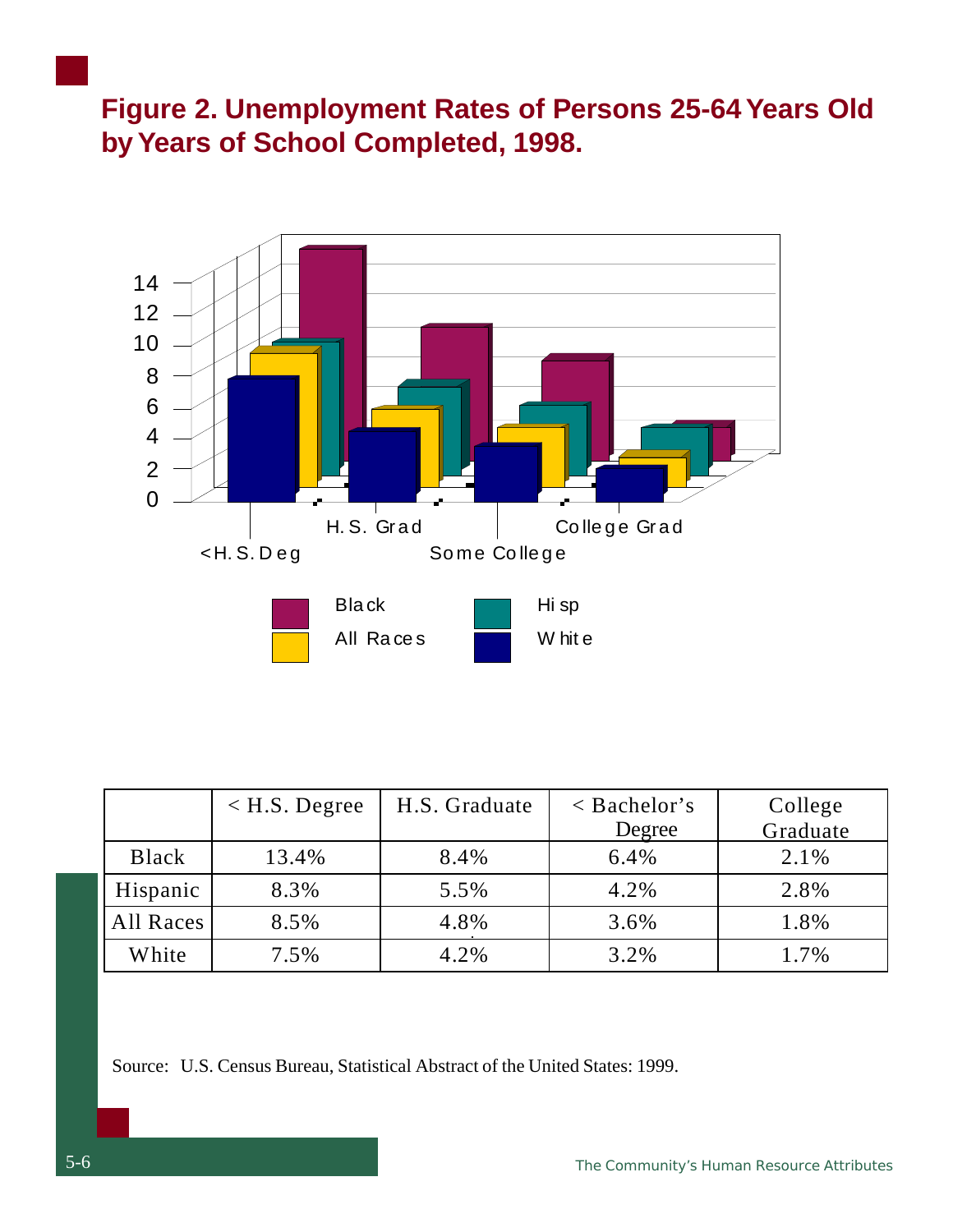# Figure 2. Unemployment Rates of Persons 25-64 Years Old by Years of School Completed, 1998.

| | < H.S. Degree | H.S. Graduate | < Bachelor's Degree | College Graduate |
|---|---|---|---|---|
| Black | 13.4% | 8.4% | 6.4% | 2.1% |
| Hispanic | 8.3% | 5.5% | 4.2% | 2.8% |
| All Races | 8.5% | 4.8% | 3.6% | 1.8% |
| White | 7.5% | 4.2% | 3.2% | 1.7% |

Source: U.S. Census Bureau, Statistical Abstract of the United States: 1999.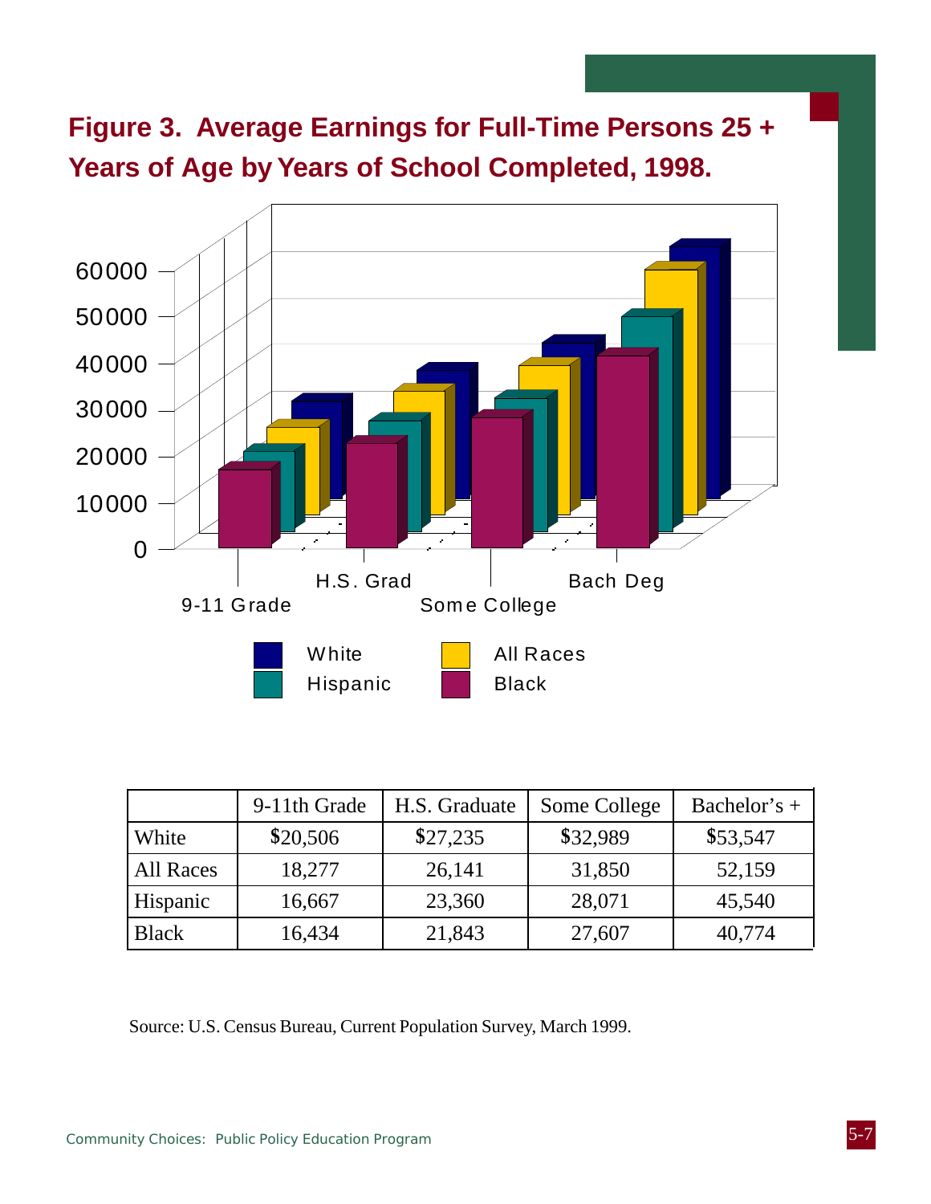## Figure 3. Average Earnings for Full-Time Persons 25 + Years of Age by Years of School Completed, 1998.

| | 9-11th Grade | H.S. Graduate | Some College | Bachelor's + |
|---|---|---|---|---|
| White | $20,506 | $27,235 | $32,989 | $53,547 |
| All Races | 18,277 | 26,141 | 31,850 | 52,159 |
| Hispanic | 16,667 | 23,360 | 28,071 | 45,540 |
| Black | 16,434 | 21,843 | 27,607 | 40,774 |

Source: U.S. Census Bureau, Current Population Survey, March 1999.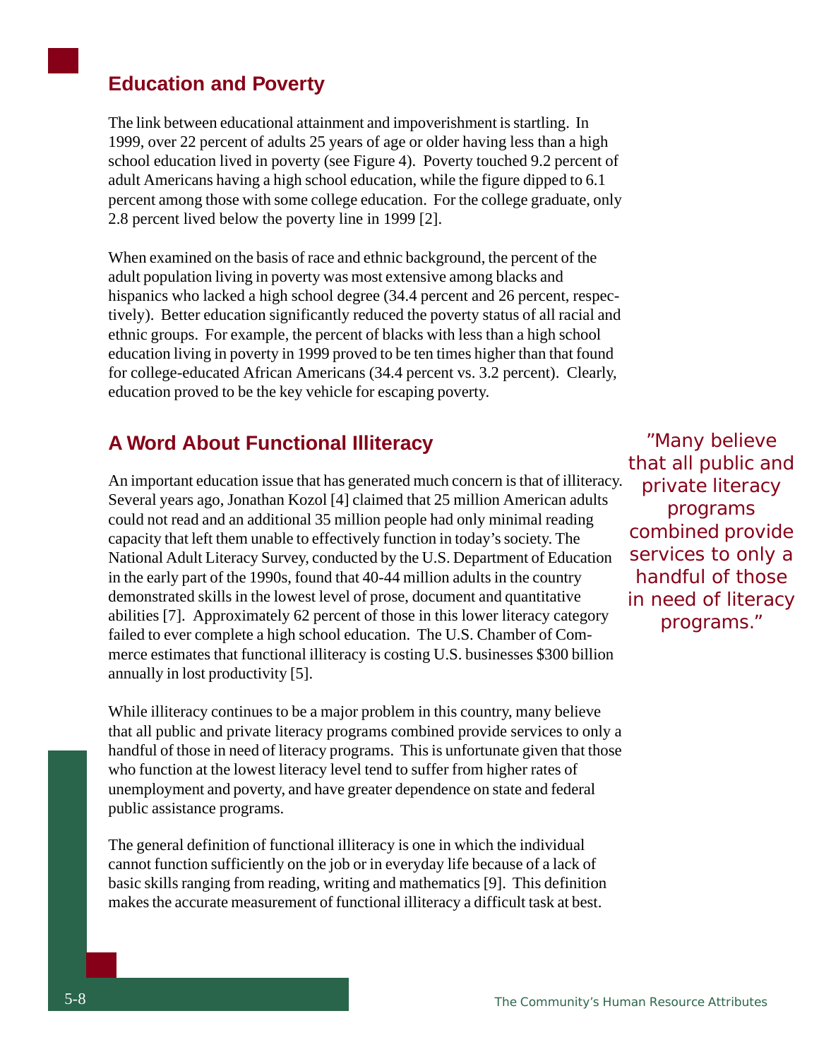## Education and Poverty

The link between educational attainment and impoverishment is startling. In 1999, over 22 percent of adults 25 years of age or older having less than a high school education lived in poverty (see Figure 4). Poverty touched 9.2 percent of adult Americans having a high school education, while the figure dipped to 6.1 percent among those with some college education. For the college graduate, only 2.8 percent lived below the poverty line in 1999 [2].

When examined on the basis of race and ethnic background, the percent of the adult population living in poverty was most extensive among blacks and hispanics who lacked a high school degree (34.4 percent and 26 percent, respectively). Better education significantly reduced the poverty status of all racial and ethnic groups. For example, the percent of blacks with less than a high school education living in poverty in 1999 proved to be ten times higher than that found for college-educated African Americans (34.4 percent vs. 3.2 percent). Clearly, education proved to be the key vehicle for escaping poverty.

## A Word About Functional Illiteracy

An important education issue that has generated much concern is that of illiteracy. Several years ago, Jonathan Kozol [4] claimed that 25 million American adults could not read and an additional 35 million people had only minimal reading capacity that left them unable to effectively function in today's society. The National Adult Literacy Survey, conducted by the U.S. Department of Education in the early part of the 1990s, found that 40-44 million adults in the country demonstrated skills in the lowest level of prose, document and quantitative abilities [7]. Approximately 62 percent of those in this lower literacy category failed to ever complete a high school education. The U.S. Chamber of Commerce estimates that functional illiteracy is costing U.S. businesses $300 billion annually in lost productivity [5].

*"Many believe that all public and private literacy programs combined provide services to only a handful of those in need of literacy programs."*

While illiteracy continues to be a major problem in this country, many believe that all public and private literacy programs combined provide services to only a handful of those in need of literacy programs. This is unfortunate given that those who function at the lowest literacy level tend to suffer from higher rates of unemployment and poverty, and have greater dependence on state and federal public assistance programs.

The general definition of functional illiteracy is one in which the individual cannot function sufficiently on the job or in everyday life because of a lack of basic skills ranging from reading, writing and mathematics [9]. This definition makes the accurate measurement of functional illiteracy a difficult task at best.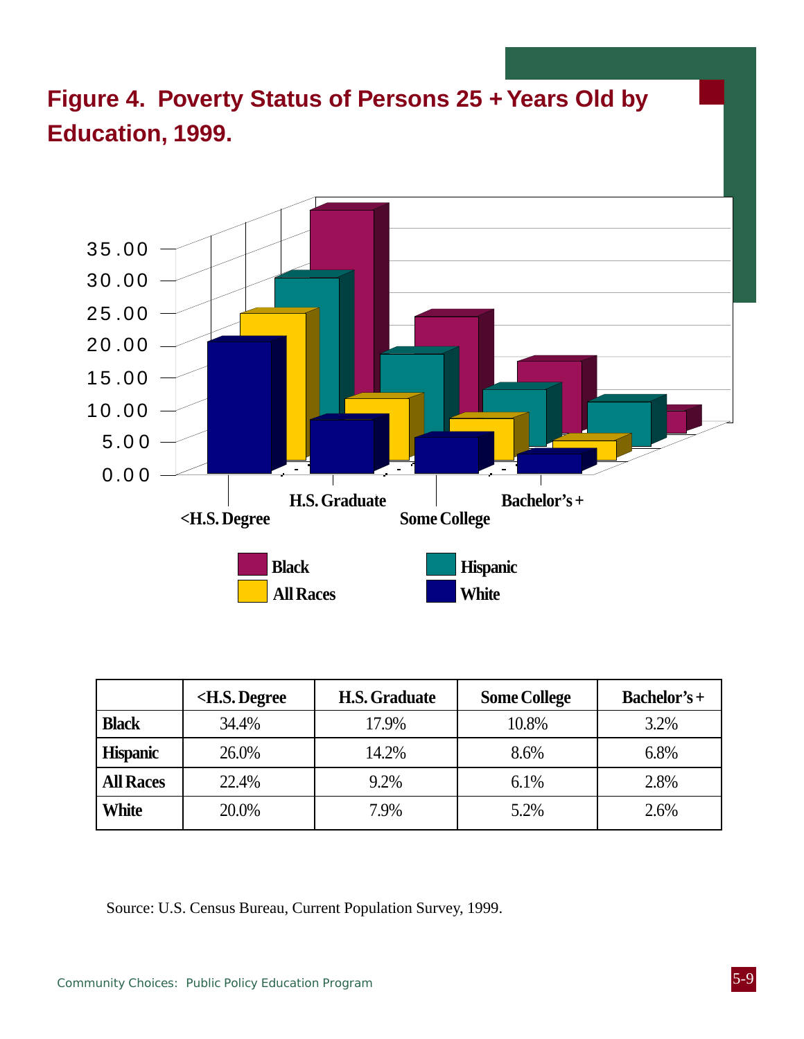# Figure 4. Poverty Status of Persons 25 + Years Old by Education, 1999.

| | <H.S. Degree | H.S. Graduate | Some College | Bachelor's + |
|---|---|---|---|---|
| **Black** | 34.4% | 17.9% | 10.8% | 3.2% |
| **Hispanic** | 26.0% | 14.2% | 8.6% | 6.8% |
| **All Races** | 22.4% | 9.2% | 6.1% | 2.8% |
| **White** | 20.0% | 7.9% | 5.2% | 2.6% |

Source: U.S. Census Bureau, Current Population Survey, 1999.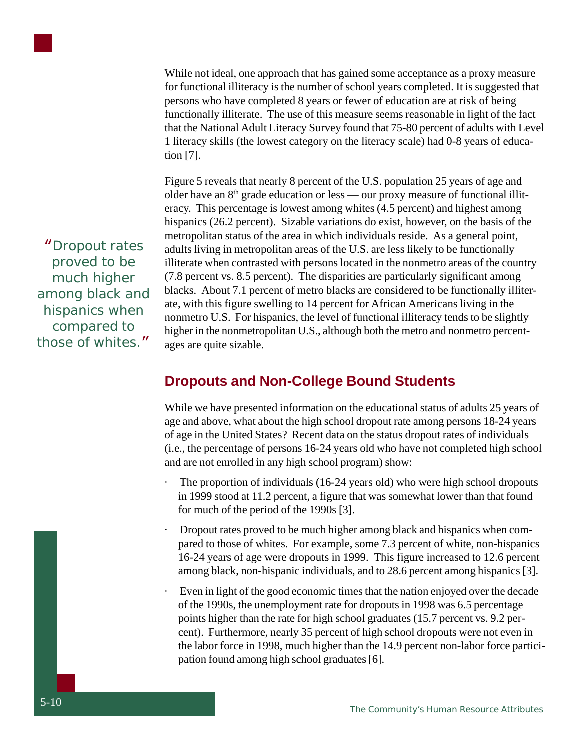While not ideal, one approach that has gained some acceptance as a proxy measure for functional illiteracy is the number of school years completed. It is suggested that persons who have completed 8 years or fewer of education are at risk of being functionally illiterate. The use of this measure seems reasonable in light of the fact that the National Adult Literacy Survey found that 75-80 percent of adults with Level 1 literacy skills (the lowest category on the literacy scale) had 0-8 years of education [7].

Figure 5 reveals that nearly 8 percent of the U.S. population 25 years of age and older have an 8th grade education or less — our proxy measure of functional illiteracy. This percentage is lowest among whites (4.5 percent) and highest among hispanics (26.2 percent). Sizable variations do exist, however, on the basis of the metropolitan status of the area in which individuals reside. As a general point, adults living in metropolitan areas of the U.S. are less likely to be functionally illiterate when contrasted with persons located in the nonmetro areas of the country (7.8 percent vs. 8.5 percent). The disparities are particularly significant among blacks. About 7.1 percent of metro blacks are considered to be functionally illiterate, with this figure swelling to 14 percent for African Americans living in the nonmetro U.S. For hispanics, the level of functional illiteracy tends to be slightly higher in the nonmetropolitan U.S., although both the metro and nonmetro percentages are quite sizable.

> "Dropout rates proved to be much higher among black and hispanics when compared to those of whites."

## Dropouts and Non-College Bound Students

While we have presented information on the educational status of adults 25 years of age and above, what about the high school dropout rate among persons 18-24 years of age in the United States? Recent data on the status dropout rates of individuals (i.e., the percentage of persons 16-24 years old who have not completed high school and are not enrolled in any high school program) show:

- The proportion of individuals (16-24 years old) who were high school dropouts in 1999 stood at 11.2 percent, a figure that was somewhat lower than that found for much of the period of the 1990s [3].
- Dropout rates proved to be much higher among black and hispanics when compared to those of whites. For example, some 7.3 percent of white, non-hispanics 16-24 years of age were dropouts in 1999. This figure increased to 12.6 percent among black, non-hispanic individuals, and to 28.6 percent among hispanics [3].
- Even in light of the good economic times that the nation enjoyed over the decade of the 1990s, the unemployment rate for dropouts in 1998 was 6.5 percentage points higher than the rate for high school graduates (15.7 percent vs. 9.2 percent). Furthermore, nearly 35 percent of high school dropouts were not even in the labor force in 1998, much higher than the 14.9 percent non-labor force participation found among high school graduates [6].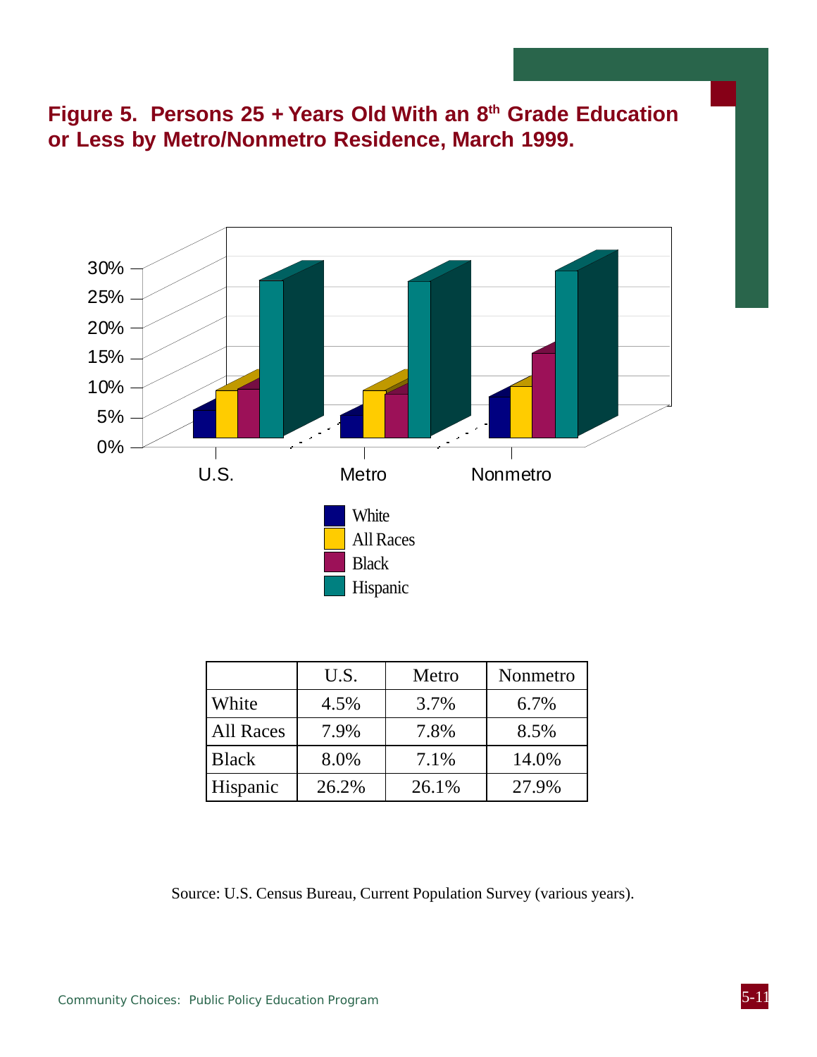# Figure 5. Persons 25 + Years Old With an 8th Grade Education or Less by Metro/Nonmetro Residence, March 1999.

|  | U.S. | Metro | Nonmetro |
|---|---|---|---|
| White | 4.5% | 3.7% | 6.7% |
| All Races | 7.9% | 7.8% | 8.5% |
| Black | 8.0% | 7.1% | 14.0% |
| Hispanic | 26.2% | 26.1% | 27.9% |

Source: U.S. Census Bureau, Current Population Survey (various years).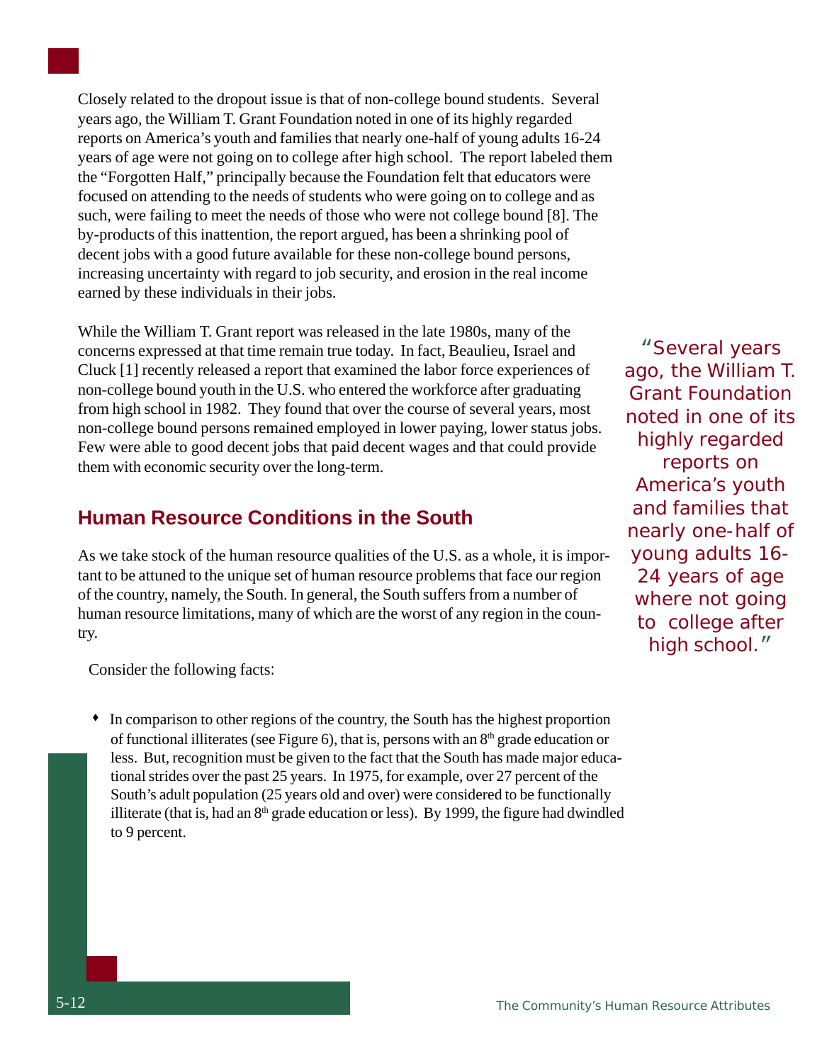Closely related to the dropout issue is that of non-college bound students. Several years ago, the William T. Grant Foundation noted in one of its highly regarded reports on America's youth and families that nearly one-half of young adults 16-24 years of age were not going on to college after high school. The report labeled them the "Forgotten Half," principally because the Foundation felt that educators were focused on attending to the needs of students who were going on to college and as such, were failing to meet the needs of those who were not college bound [8]. The by-products of this inattention, the report argued, has been a shrinking pool of decent jobs with a good future available for these non-college bound persons, increasing uncertainty with regard to job security, and erosion in the real income earned by these individuals in their jobs.

While the William T. Grant report was released in the late 1980s, many of the concerns expressed at that time remain true today. In fact, Beaulieu, Israel and Cluck [1] recently released a report that examined the labor force experiences of non-college bound youth in the U.S. who entered the workforce after graduating from high school in 1982. They found that over the course of several years, most non-college bound persons remained employed in lower paying, lower status jobs. Few were able to good decent jobs that paid decent wages and that could provide them with economic security over the long-term.

> "Several years ago, the William T. Grant Foundation noted in one of its highly regarded reports on America's youth and families that nearly one-half of young adults 16-24 years of age where not going to college after high school."

## Human Resource Conditions in the South

As we take stock of the human resource qualities of the U.S. as a whole, it is important to be attuned to the unique set of human resource problems that face our region of the country, namely, the South. In general, the South suffers from a number of human resource limitations, many of which are the worst of any region in the country.

Consider the following facts:

- In comparison to other regions of the country, the South has the highest proportion of functional illiterates (see Figure 6), that is, persons with an 8th grade education or less. But, recognition must be given to the fact that the South has made major educational strides over the past 25 years. In 1975, for example, over 27 percent of the South's adult population (25 years old and over) were considered to be functionally illiterate (that is, had an 8th grade education or less). By 1999, the figure had dwindled to 9 percent.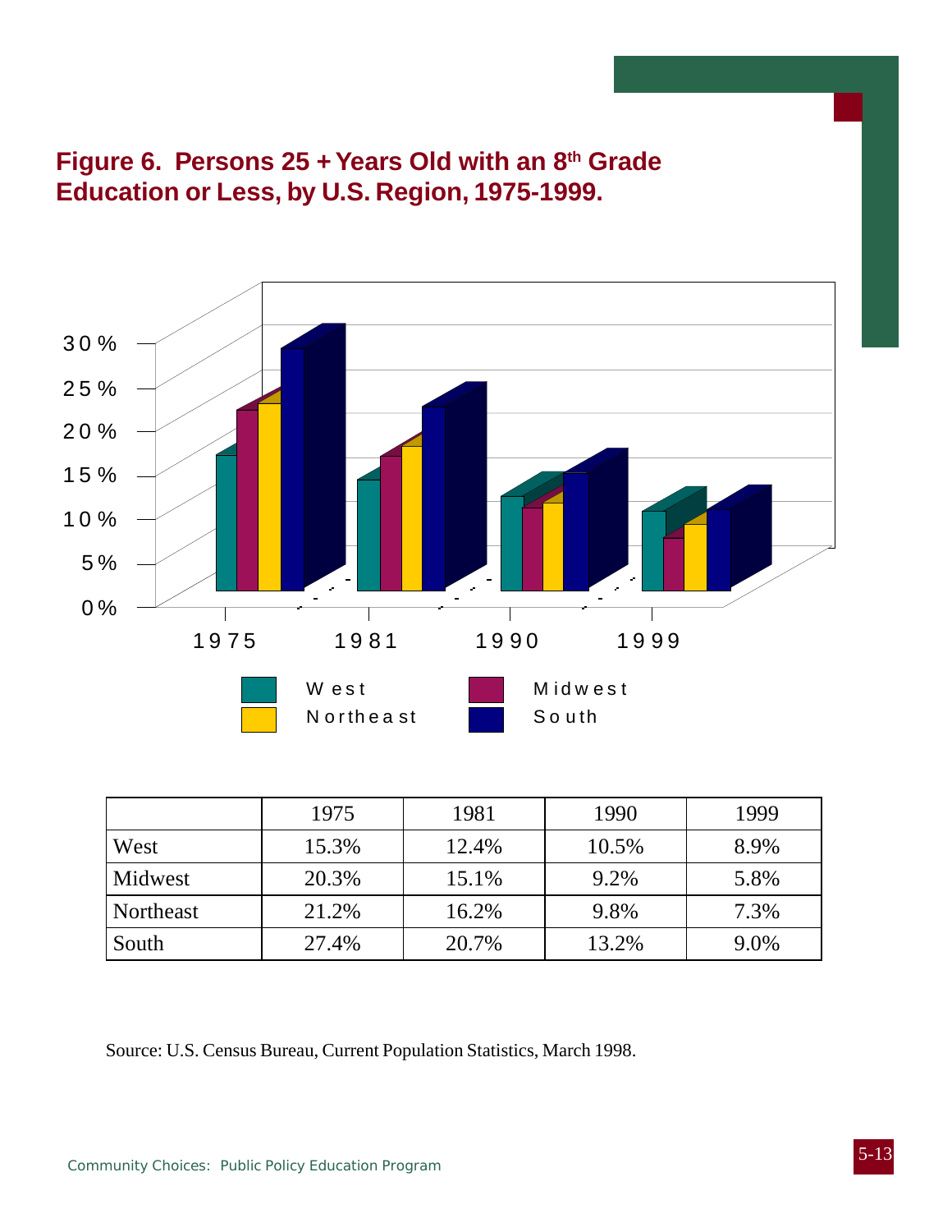# Figure 6. Persons 25 + Years Old with an 8th Grade Education or Less, by U.S. Region, 1975-1999.

| | 1975 | 1981 | 1990 | 1999 |
|---|---|---|---|---|
| West | 15.3% | 12.4% | 10.5% | 8.9% |
| Midwest | 20.3% | 15.1% | 9.2% | 5.8% |
| Northeast | 21.2% | 16.2% | 9.8% | 7.3% |
| South | 27.4% | 20.7% | 13.2% | 9.0% |

Source: U.S. Census Bureau, Current Population Statistics, March 1998.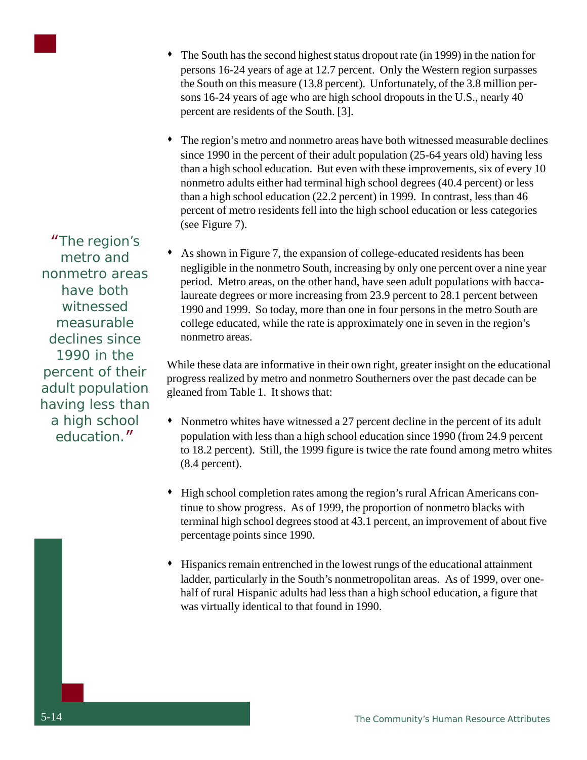- The South has the second highest status dropout rate (in 1999) in the nation for persons 16-24 years of age at 12.7 percent. Only the Western region surpasses the South on this measure (13.8 percent). Unfortunately, of the 3.8 million persons 16-24 years of age who are high school dropouts in the U.S., nearly 40 percent are residents of the South. [3].

- The region's metro and nonmetro areas have both witnessed measurable declines since 1990 in the percent of their adult population (25-64 years old) having less than a high school education. But even with these improvements, six of every 10 nonmetro adults either had terminal high school degrees (40.4 percent) or less than a high school education (22.2 percent) in 1999. In contrast, less than 46 percent of metro residents fell into the high school education or less categories (see Figure 7).

> "The region's metro and nonmetro areas have both witnessed measurable declines since 1990 in the percent of their adult population having less than a high school education."

- As shown in Figure 7, the expansion of college-educated residents has been negligible in the nonmetro South, increasing by only one percent over a nine year period. Metro areas, on the other hand, have seen adult populations with baccalaureate degrees or more increasing from 23.9 percent to 28.1 percent between 1990 and 1999. So today, more than one in four persons in the metro South are college educated, while the rate is approximately one in seven in the region's nonmetro areas.

While these data are informative in their own right, greater insight on the educational progress realized by metro and nonmetro Southerners over the past decade can be gleaned from Table 1. It shows that:

- Nonmetro whites have witnessed a 27 percent decline in the percent of its adult population with less than a high school education since 1990 (from 24.9 percent to 18.2 percent). Still, the 1999 figure is twice the rate found among metro whites (8.4 percent).

- High school completion rates among the region's rural African Americans continue to show progress. As of 1999, the proportion of nonmetro blacks with terminal high school degrees stood at 43.1 percent, an improvement of about five percentage points since 1990.

- Hispanics remain entrenched in the lowest rungs of the educational attainment ladder, particularly in the South's nonmetropolitan areas. As of 1999, over one-half of rural Hispanic adults had less than a high school education, a figure that was virtually identical to that found in 1990.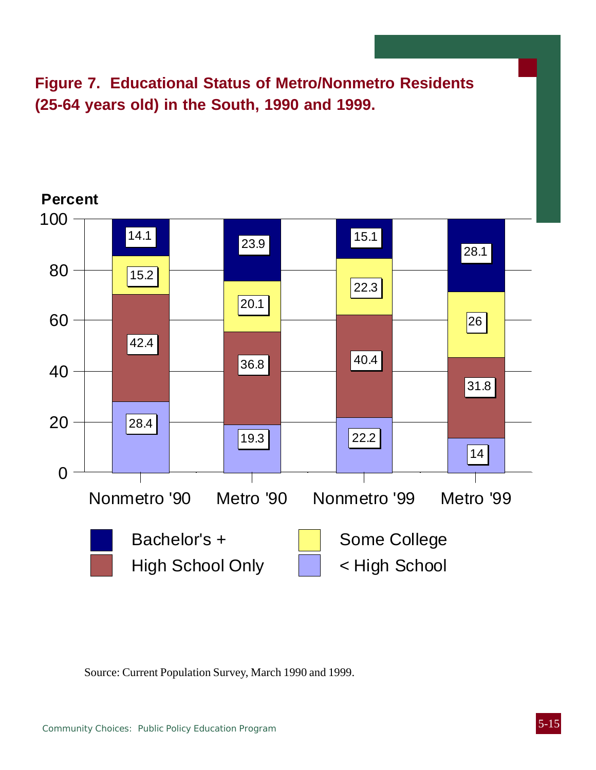**Figure 7. Educational Status of Metro/Nonmetro Residents (25-64 years old) in the South, 1990 and 1999.**

| Percent | Nonmetro '90 | Metro '90 | Nonmetro '99 | Metro '99 |
|---|---|---|---|---|
| Bachelor's + | 14.1 | 23.9 | 15.1 | 28.1 |
| Some College | 15.2 | 20.1 | 22.3 | 26 |
| High School Only | 42.4 | 36.8 | 40.4 | 31.8 |
| < High School | 28.4 | 19.3 | 22.2 | 14 |

Source: Current Population Survey, March 1990 and 1999.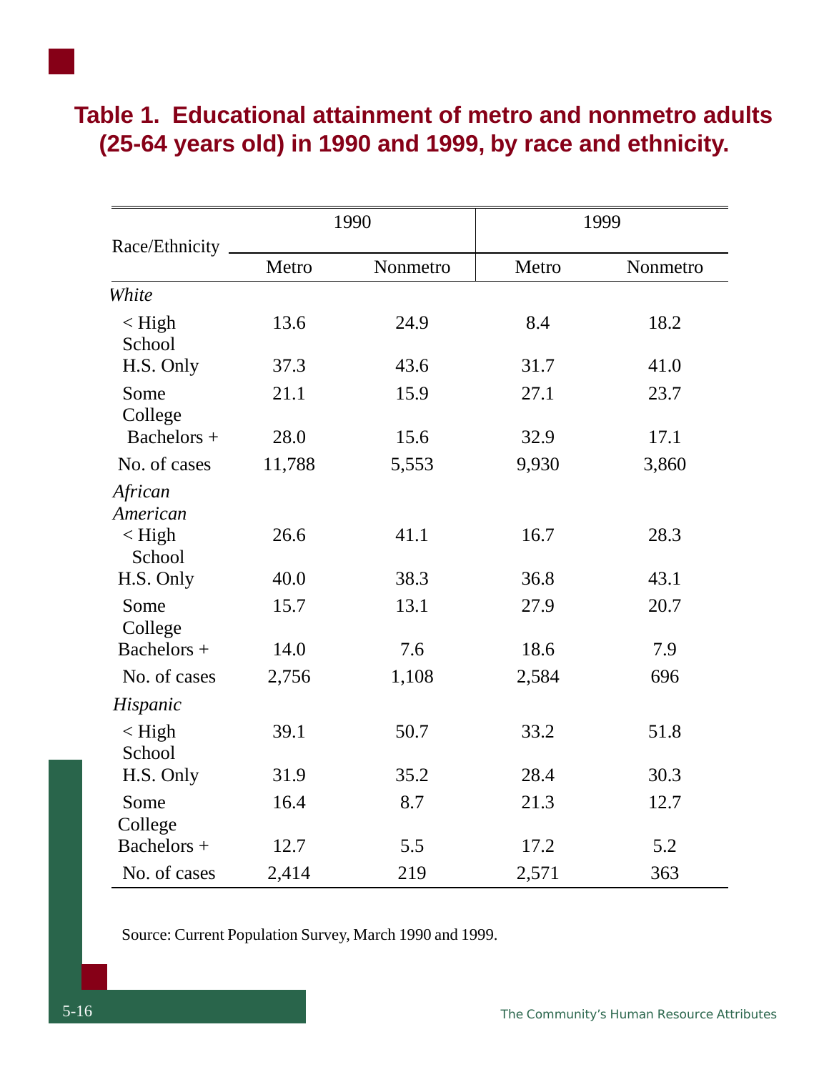# Table 1. Educational attainment of metro and nonmetro adults (25-64 years old) in 1990 and 1999, by race and ethnicity.

| Race/Ethnicity | 1990 | | 1999 | |
|---|---|---|---|---|
| | Metro | Nonmetro | Metro | Nonmetro |
| *White* | | | | |
| < High School | 13.6 | 24.9 | 8.4 | 18.2 |
| H.S. Only | 37.3 | 43.6 | 31.7 | 41.0 |
| Some College | 21.1 | 15.9 | 27.1 | 23.7 |
| Bachelors + | 28.0 | 15.6 | 32.9 | 17.1 |
| No. of cases | 11,788 | 5,553 | 9,930 | 3,860 |
| *African American* | | | | |
| < High School | 26.6 | 41.1 | 16.7 | 28.3 |
| H.S. Only | 40.0 | 38.3 | 36.8 | 43.1 |
| Some College | 15.7 | 13.1 | 27.9 | 20.7 |
| Bachelors + | 14.0 | 7.6 | 18.6 | 7.9 |
| No. of cases | 2,756 | 1,108 | 2,584 | 696 |
| *Hispanic* | | | | |
| < High School | 39.1 | 50.7 | 33.2 | 51.8 |
| H.S. Only | 31.9 | 35.2 | 28.4 | 30.3 |
| Some College | 16.4 | 8.7 | 21.3 | 12.7 |
| Bachelors + | 12.7 | 5.5 | 17.2 | 5.2 |
| No. of cases | 2,414 | 219 | 2,571 | 363 |

Source: Current Population Survey, March 1990 and 1999.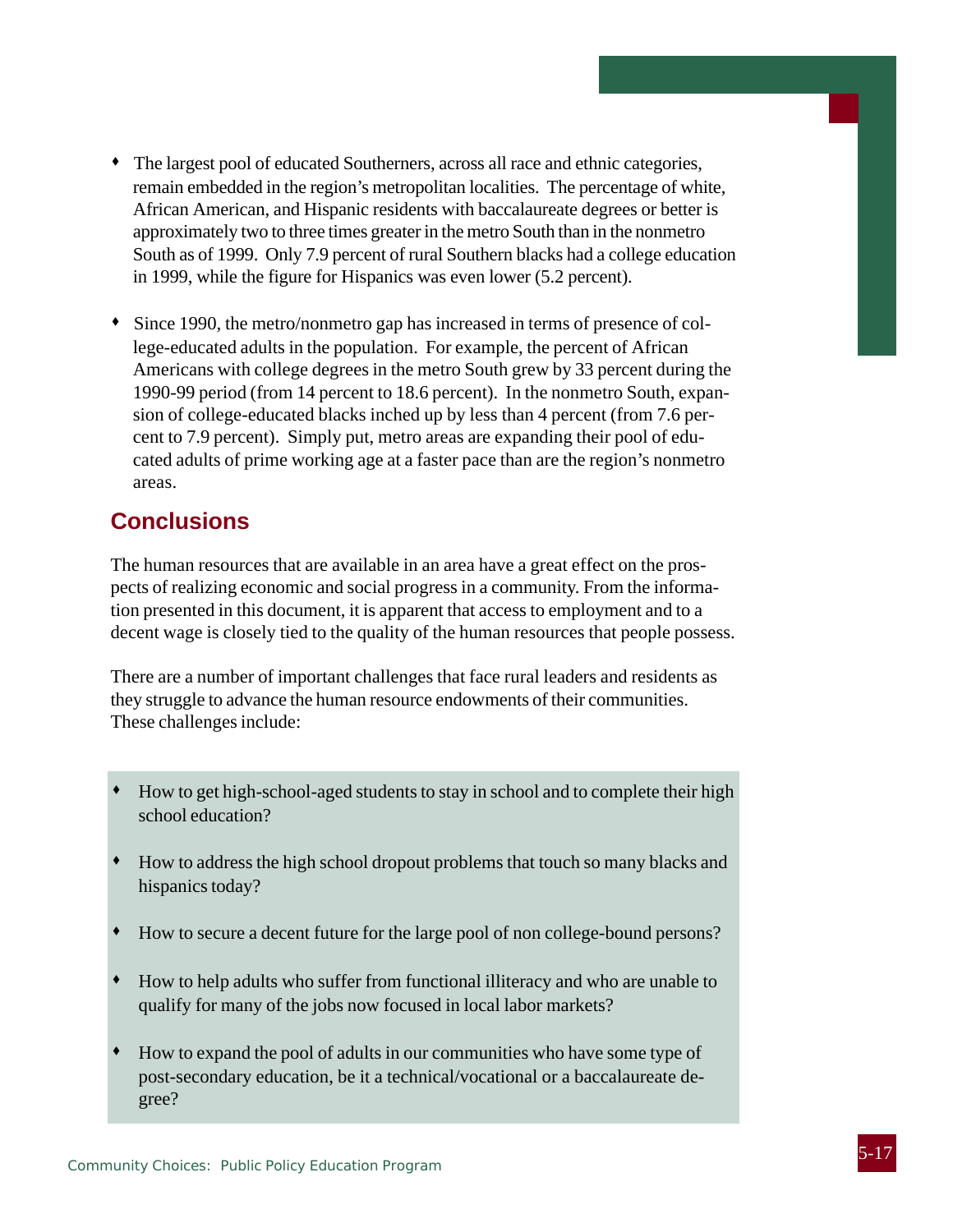- The largest pool of educated Southerners, across all race and ethnic categories, remain embedded in the region's metropolitan localities. The percentage of white, African American, and Hispanic residents with baccalaureate degrees or better is approximately two to three times greater in the metro South than in the nonmetro South as of 1999. Only 7.9 percent of rural Southern blacks had a college education in 1999, while the figure for Hispanics was even lower (5.2 percent).

- Since 1990, the metro/nonmetro gap has increased in terms of presence of college-educated adults in the population. For example, the percent of African Americans with college degrees in the metro South grew by 33 percent during the 1990-99 period (from 14 percent to 18.6 percent). In the nonmetro South, expansion of college-educated blacks inched up by less than 4 percent (from 7.6 percent to 7.9 percent). Simply put, metro areas are expanding their pool of educated adults of prime working age at a faster pace than are the region's nonmetro areas.

## Conclusions

The human resources that are available in an area have a great effect on the prospects of realizing economic and social progress in a community. From the information presented in this document, it is apparent that access to employment and to a decent wage is closely tied to the quality of the human resources that people possess.

There are a number of important challenges that face rural leaders and residents as they struggle to advance the human resource endowments of their communities. These challenges include:

- How to get high-school-aged students to stay in school and to complete their high school education?

- How to address the high school dropout problems that touch so many blacks and hispanics today?

- How to secure a decent future for the large pool of non college-bound persons?

- How to help adults who suffer from functional illiteracy and who are unable to qualify for many of the jobs now focused in local labor markets?

- How to expand the pool of adults in our communities who have some type of post-secondary education, be it a technical/vocational or a baccalaureate degree?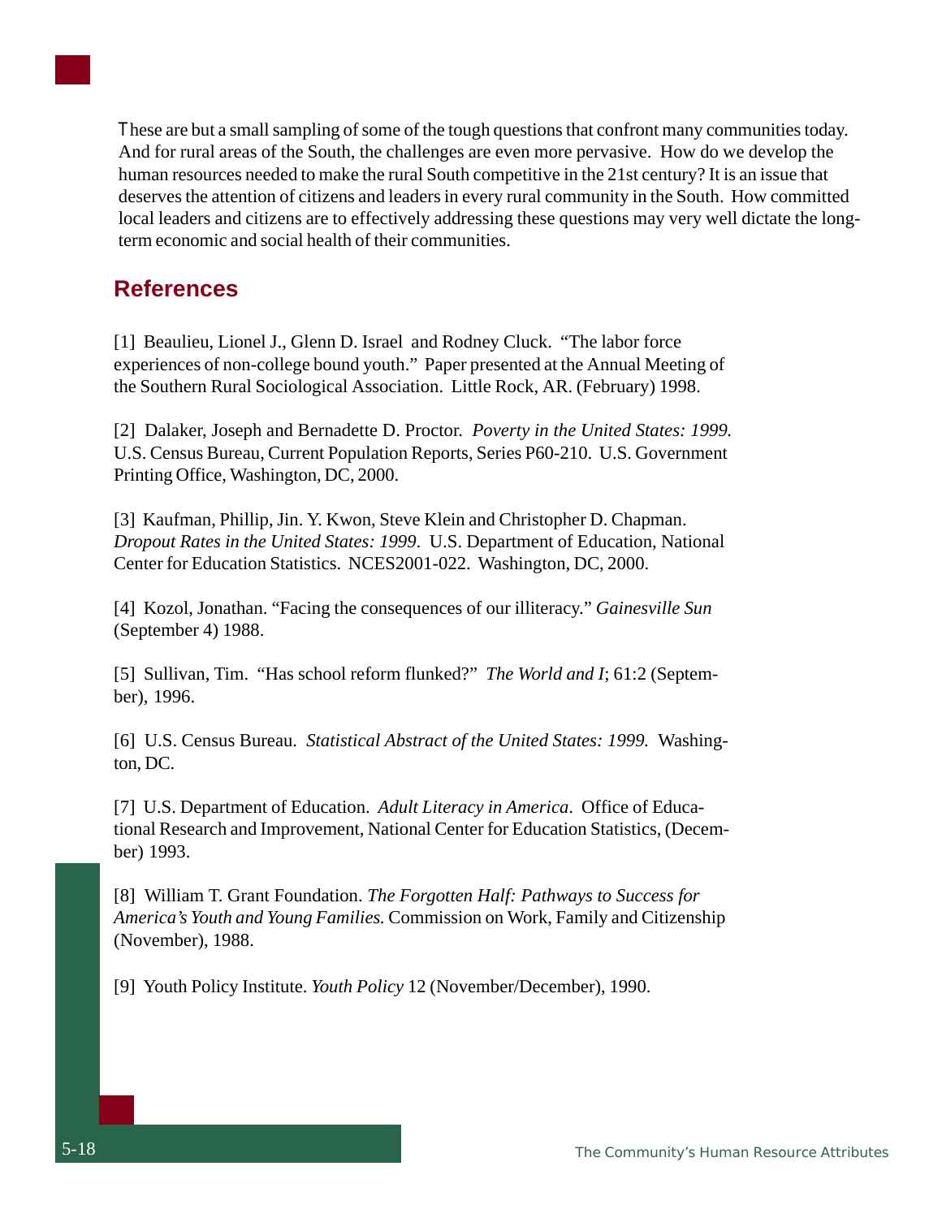These are but a small sampling of some of the tough questions that confront many communities today. And for rural areas of the South, the challenges are even more pervasive. How do we develop the human resources needed to make the rural South competitive in the 21st century? It is an issue that deserves the attention of citizens and leaders in every rural community in the South. How committed local leaders and citizens are to effectively addressing these questions may very well dictate the long-term economic and social health of their communities.

## References

[1] Beaulieu, Lionel J., Glenn D. Israel and Rodney Cluck. "The labor force experiences of non-college bound youth." Paper presented at the Annual Meeting of the Southern Rural Sociological Association. Little Rock, AR. (February) 1998.

[2] Dalaker, Joseph and Bernadette D. Proctor. *Poverty in the United States: 1999.* U.S. Census Bureau, Current Population Reports, Series P60-210. U.S. Government Printing Office, Washington, DC, 2000.

[3] Kaufman, Phillip, Jin. Y. Kwon, Steve Klein and Christopher D. Chapman. *Dropout Rates in the United States: 1999*. U.S. Department of Education, National Center for Education Statistics. NCES2001-022. Washington, DC, 2000.

[4] Kozol, Jonathan. "Facing the consequences of our illiteracy." *Gainesville Sun* (September 4) 1988.

[5] Sullivan, Tim. "Has school reform flunked?" *The World and I*; 61:2 (September), 1996.

[6] U.S. Census Bureau. *Statistical Abstract of the United States: 1999.* Washington, DC.

[7] U.S. Department of Education. *Adult Literacy in America*. Office of Educational Research and Improvement, National Center for Education Statistics, (December) 1993.

[8] William T. Grant Foundation. *The Forgotten Half: Pathways to Success for America's Youth and Young Families.* Commission on Work, Family and Citizenship (November), 1988.

[9] Youth Policy Institute. *Youth Policy* 12 (November/December), 1990.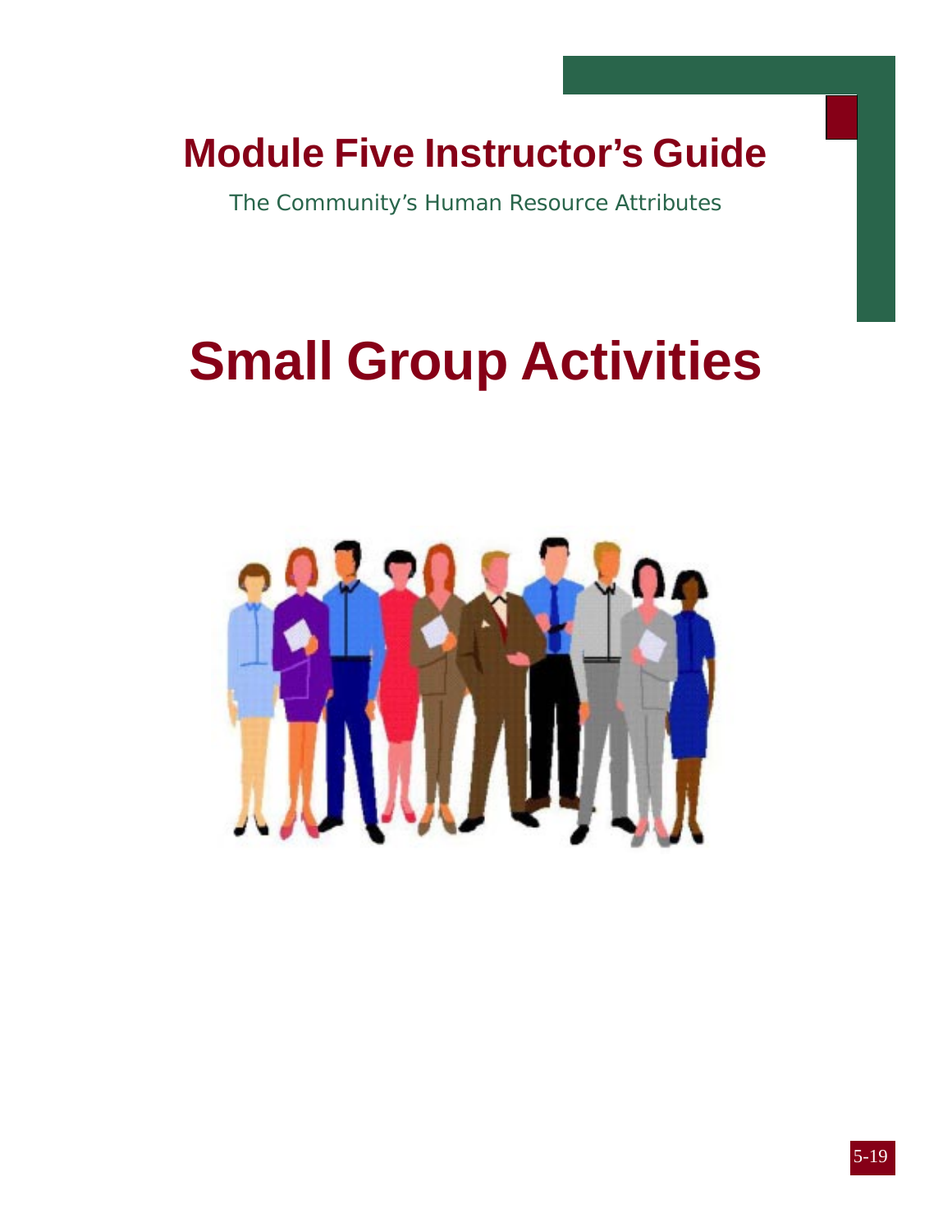# Module Five Instructor's Guide

The Community's Human Resource Attributes

# Small Group Activities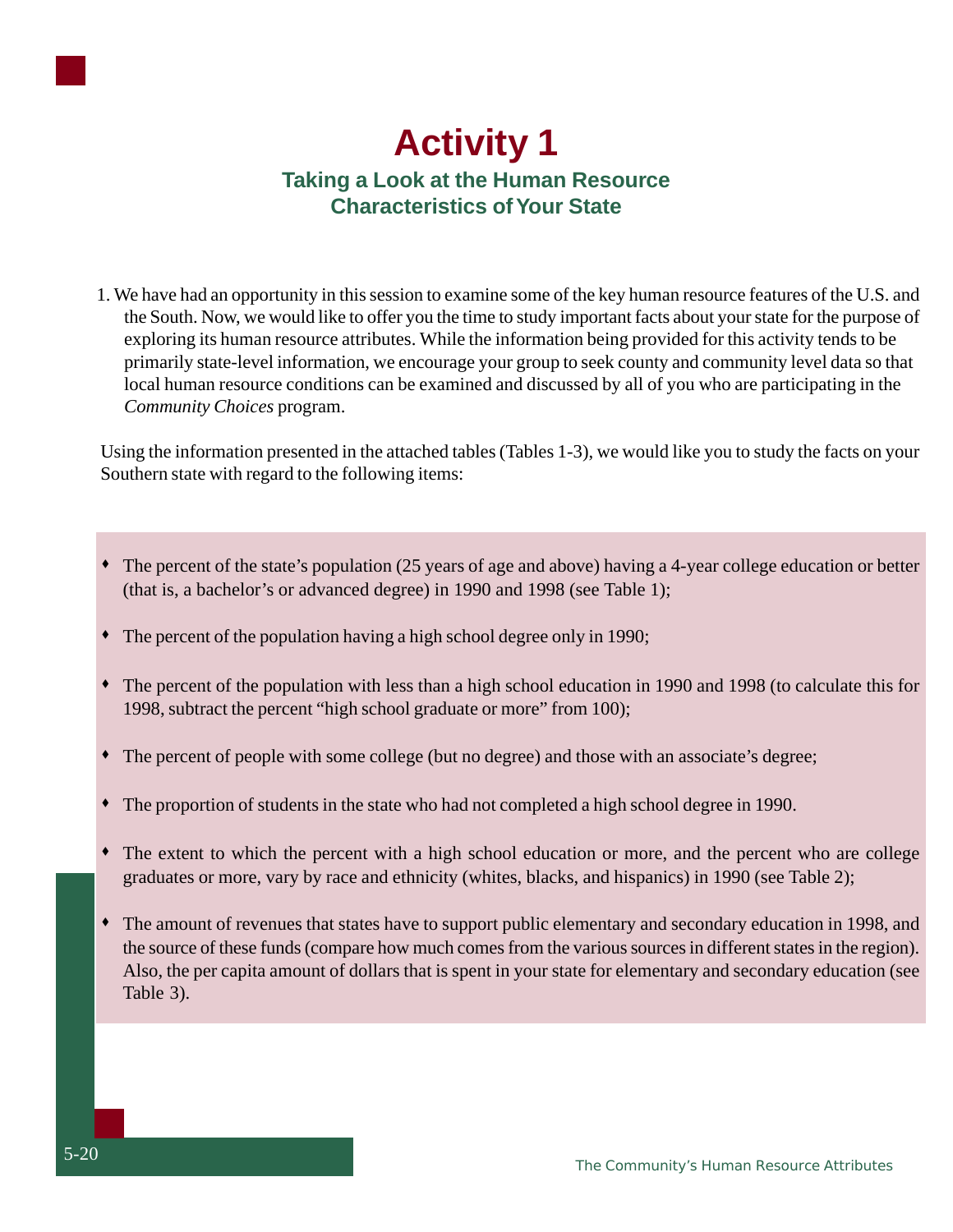# Activity 1

## Taking a Look at the Human Resource Characteristics of Your State

1. We have had an opportunity in this session to examine some of the key human resource features of the U.S. and the South. Now, we would like to offer you the time to study important facts about your state for the purpose of exploring its human resource attributes. While the information being provided for this activity tends to be primarily state-level information, we encourage your group to seek county and community level data so that local human resource conditions can be examined and discussed by all of you who are participating in the *Community Choices* program.

Using the information presented in the attached tables (Tables 1-3), we would like you to study the facts on your Southern state with regard to the following items:

- The percent of the state's population (25 years of age and above) having a 4-year college education or better (that is, a bachelor's or advanced degree) in 1990 and 1998 (see Table 1);
- The percent of the population having a high school degree only in 1990;
- The percent of the population with less than a high school education in 1990 and 1998 (to calculate this for 1998, subtract the percent "high school graduate or more" from 100);
- The percent of people with some college (but no degree) and those with an associate's degree;
- The proportion of students in the state who had not completed a high school degree in 1990.
- The extent to which the percent with a high school education or more, and the percent who are college graduates or more, vary by race and ethnicity (whites, blacks, and hispanics) in 1990 (see Table 2);
- The amount of revenues that states have to support public elementary and secondary education in 1998, and the source of these funds (compare how much comes from the various sources in different states in the region). Also, the per capita amount of dollars that is spent in your state for elementary and secondary education (see Table 3).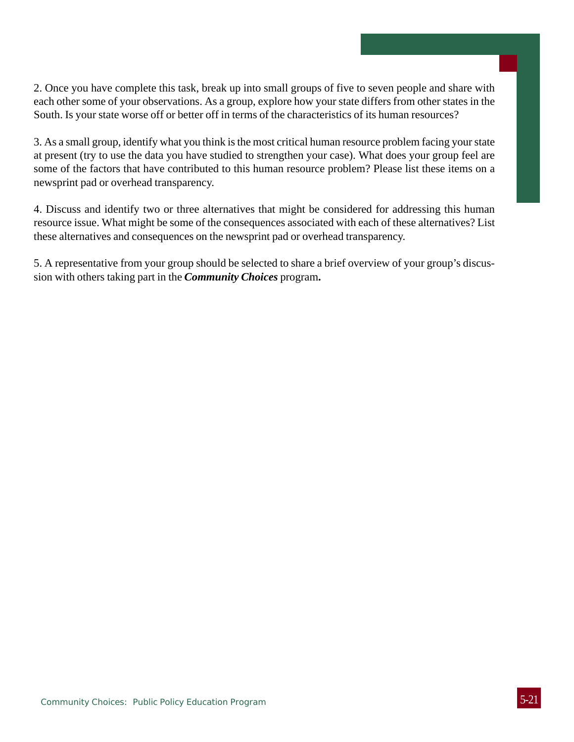2. Once you have complete this task, break up into small groups of five to seven people and share with each other some of your observations. As a group, explore how your state differs from other states in the South. Is your state worse off or better off in terms of the characteristics of its human resources?

3. As a small group, identify what you think is the most critical human resource problem facing your state at present (try to use the data you have studied to strengthen your case). What does your group feel are some of the factors that have contributed to this human resource problem? Please list these items on a newsprint pad or overhead transparency.

4. Discuss and identify two or three alternatives that might be considered for addressing this human resource issue. What might be some of the consequences associated with each of these alternatives? List these alternatives and consequences on the newsprint pad or overhead transparency.

5. A representative from your group should be selected to share a brief overview of your group's discussion with others taking part in the ***Community Choices*** program**.**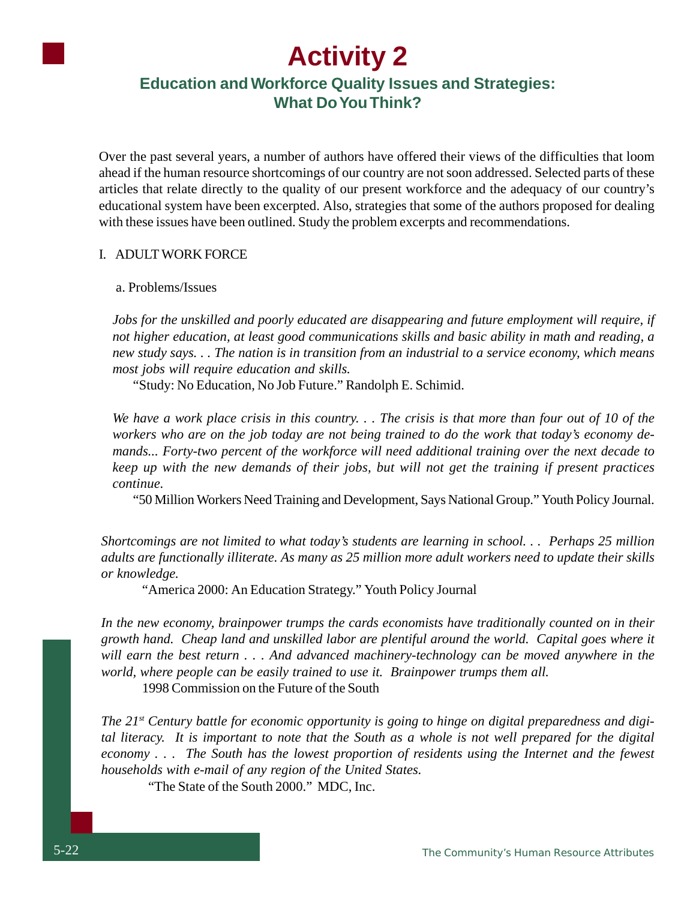# Activity 2

## Education and Workforce Quality Issues and Strategies: What Do You Think?

Over the past several years, a number of authors have offered their views of the difficulties that loom ahead if the human resource shortcomings of our country are not soon addressed. Selected parts of these articles that relate directly to the quality of our present workforce and the adequacy of our country's educational system have been excerpted. Also, strategies that some of the authors proposed for dealing with these issues have been outlined. Study the problem excerpts and recommendations.

I. ADULT WORK FORCE

a. Problems/Issues

*Jobs for the unskilled and poorly educated are disappearing and future employment will require, if not higher education, at least good communications skills and basic ability in math and reading, a new study says. . . The nation is in transition from an industrial to a service economy, which means most jobs will require education and skills.*

"Study: No Education, No Job Future." Randolph E. Schimid.

*We have a work place crisis in this country. . . The crisis is that more than four out of 10 of the workers who are on the job today are not being trained to do the work that today's economy demands... Forty-two percent of the workforce will need additional training over the next decade to keep up with the new demands of their jobs, but will not get the training if present practices continue.*

"50 Million Workers Need Training and Development, Says National Group." Youth Policy Journal.

*Shortcomings are not limited to what today's students are learning in school. . . Perhaps 25 million adults are functionally illiterate. As many as 25 million more adult workers need to update their skills or knowledge.*

"America 2000: An Education Strategy." Youth Policy Journal

*In the new economy, brainpower trumps the cards economists have traditionally counted on in their growth hand. Cheap land and unskilled labor are plentiful around the world. Capital goes where it will earn the best return . . . And advanced machinery-technology can be moved anywhere in the world, where people can be easily trained to use it. Brainpower trumps them all.*

1998 Commission on the Future of the South

*The 21st Century battle for economic opportunity is going to hinge on digital preparedness and digital literacy. It is important to note that the South as a whole is not well prepared for the digital economy . . . The South has the lowest proportion of residents using the Internet and the fewest households with e-mail of any region of the United States.*

"The State of the South 2000." MDC, Inc.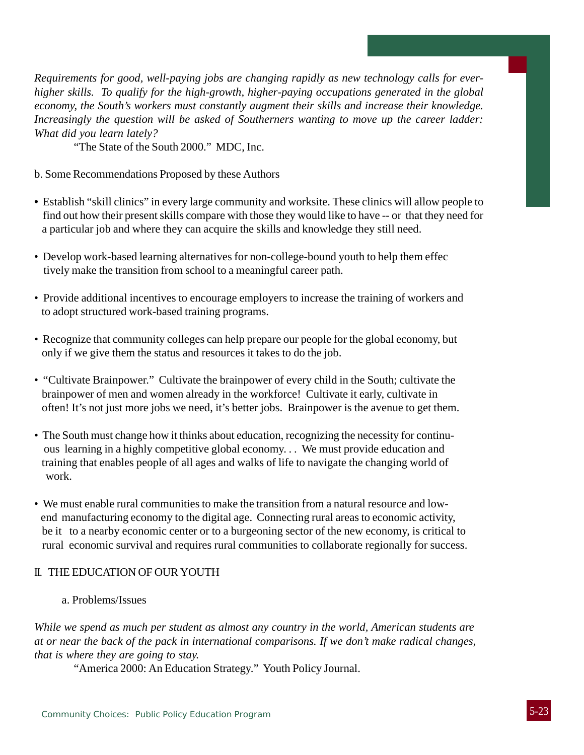*Requirements for good, well-paying jobs are changing rapidly as new technology calls for ever-higher skills. To qualify for the high-growth, higher-paying occupations generated in the global economy, the South's workers must constantly augment their skills and increase their knowledge. Increasingly the question will be asked of Southerners wanting to move up the career ladder: What did you learn lately?*

"The State of the South 2000." MDC, Inc.

b. Some Recommendations Proposed by these Authors

- Establish "skill clinics" in every large community and worksite. These clinics will allow people to find out how their present skills compare with those they would like to have -- or that they need for a particular job and where they can acquire the skills and knowledge they still need.

- Develop work-based learning alternatives for non-college-bound youth to help them effectively make the transition from school to a meaningful career path.

- Provide additional incentives to encourage employers to increase the training of workers and to adopt structured work-based training programs.

- Recognize that community colleges can help prepare our people for the global economy, but only if we give them the status and resources it takes to do the job.

- "Cultivate Brainpower." Cultivate the brainpower of every child in the South; cultivate the brainpower of men and women already in the workforce! Cultivate it early, cultivate in often! It's not just more jobs we need, it's better jobs. Brainpower is the avenue to get them.

- The South must change how it thinks about education, recognizing the necessity for continuous learning in a highly competitive global economy. . . We must provide education and training that enables people of all ages and walks of life to navigate the changing world of work.

- We must enable rural communities to make the transition from a natural resource and low-end manufacturing economy to the digital age. Connecting rural areas to economic activity, be it to a nearby economic center or to a burgeoning sector of the new economy, is critical to rural economic survival and requires rural communities to collaborate regionally for success.

## II. THE EDUCATION OF OUR YOUTH

a. Problems/Issues

*While we spend as much per student as almost any country in the world, American students are at or near the back of the pack in international comparisons. If we don't make radical changes, that is where they are going to stay.*

"America 2000: An Education Strategy." Youth Policy Journal.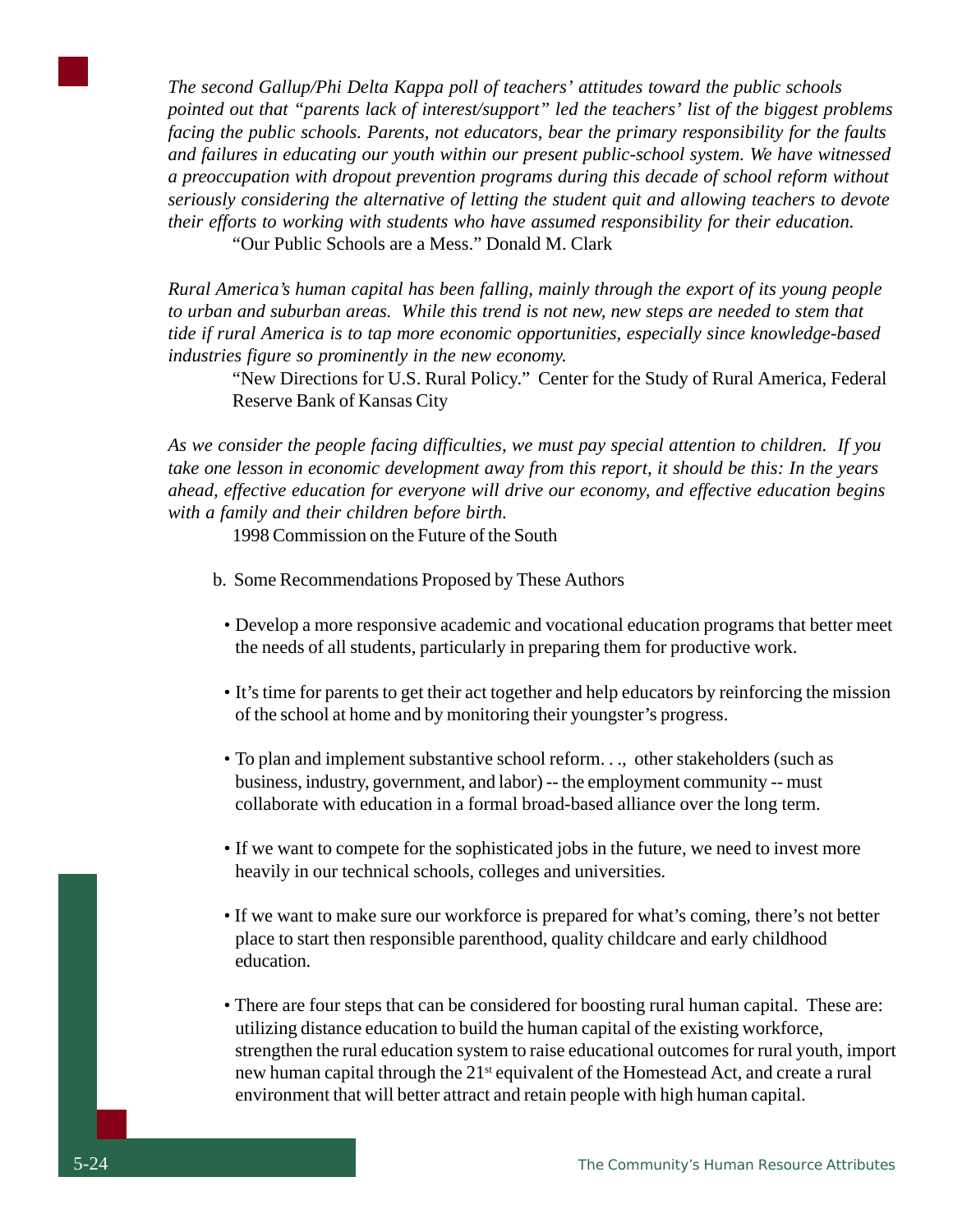*The second Gallup/Phi Delta Kappa poll of teachers' attitudes toward the public schools pointed out that "parents lack of interest/support" led the teachers' list of the biggest problems facing the public schools. Parents, not educators, bear the primary responsibility for the faults and failures in educating our youth within our present public-school system. We have witnessed a preoccupation with dropout prevention programs during this decade of school reform without seriously considering the alternative of letting the student quit and allowing teachers to devote their efforts to working with students who have assumed responsibility for their education.*

"Our Public Schools are a Mess." Donald M. Clark

*Rural America's human capital has been falling, mainly through the export of its young people to urban and suburban areas. While this trend is not new, new steps are needed to stem that tide if rural America is to tap more economic opportunities, especially since knowledge-based industries figure so prominently in the new economy.*

"New Directions for U.S. Rural Policy." Center for the Study of Rural America, Federal Reserve Bank of Kansas City

*As we consider the people facing difficulties, we must pay special attention to children. If you take one lesson in economic development away from this report, it should be this: In the years ahead, effective education for everyone will drive our economy, and effective education begins with a family and their children before birth.*

1998 Commission on the Future of the South

b. Some Recommendations Proposed by These Authors

- Develop a more responsive academic and vocational education programs that better meet the needs of all students, particularly in preparing them for productive work.
- It's time for parents to get their act together and help educators by reinforcing the mission of the school at home and by monitoring their youngster's progress.
- To plan and implement substantive school reform. . ., other stakeholders (such as business, industry, government, and labor) -- the employment community -- must collaborate with education in a formal broad-based alliance over the long term.
- If we want to compete for the sophisticated jobs in the future, we need to invest more heavily in our technical schools, colleges and universities.
- If we want to make sure our workforce is prepared for what's coming, there's not better place to start then responsible parenthood, quality childcare and early childhood education.
- There are four steps that can be considered for boosting rural human capital. These are: utilizing distance education to build the human capital of the existing workforce, strengthen the rural education system to raise educational outcomes for rural youth, import new human capital through the 21st equivalent of the Homestead Act, and create a rural environment that will better attract and retain people with high human capital.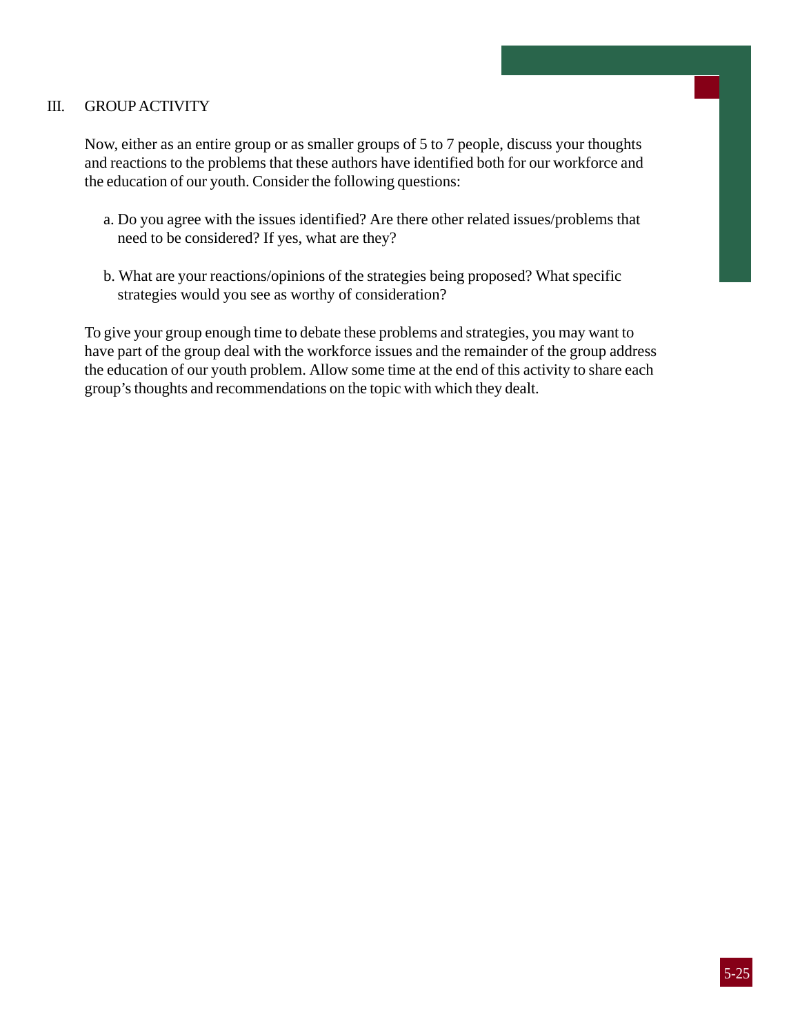## III. GROUP ACTIVITY

Now, either as an entire group or as smaller groups of 5 to 7 people, discuss your thoughts and reactions to the problems that these authors have identified both for our workforce and the education of our youth. Consider the following questions:

a. Do you agree with the issues identified? Are there other related issues/problems that need to be considered? If yes, what are they?

b. What are your reactions/opinions of the strategies being proposed? What specific strategies would you see as worthy of consideration?

To give your group enough time to debate these problems and strategies, you may want to have part of the group deal with the workforce issues and the remainder of the group address the education of our youth problem. Allow some time at the end of this activity to share each group's thoughts and recommendations on the topic with which they dealt.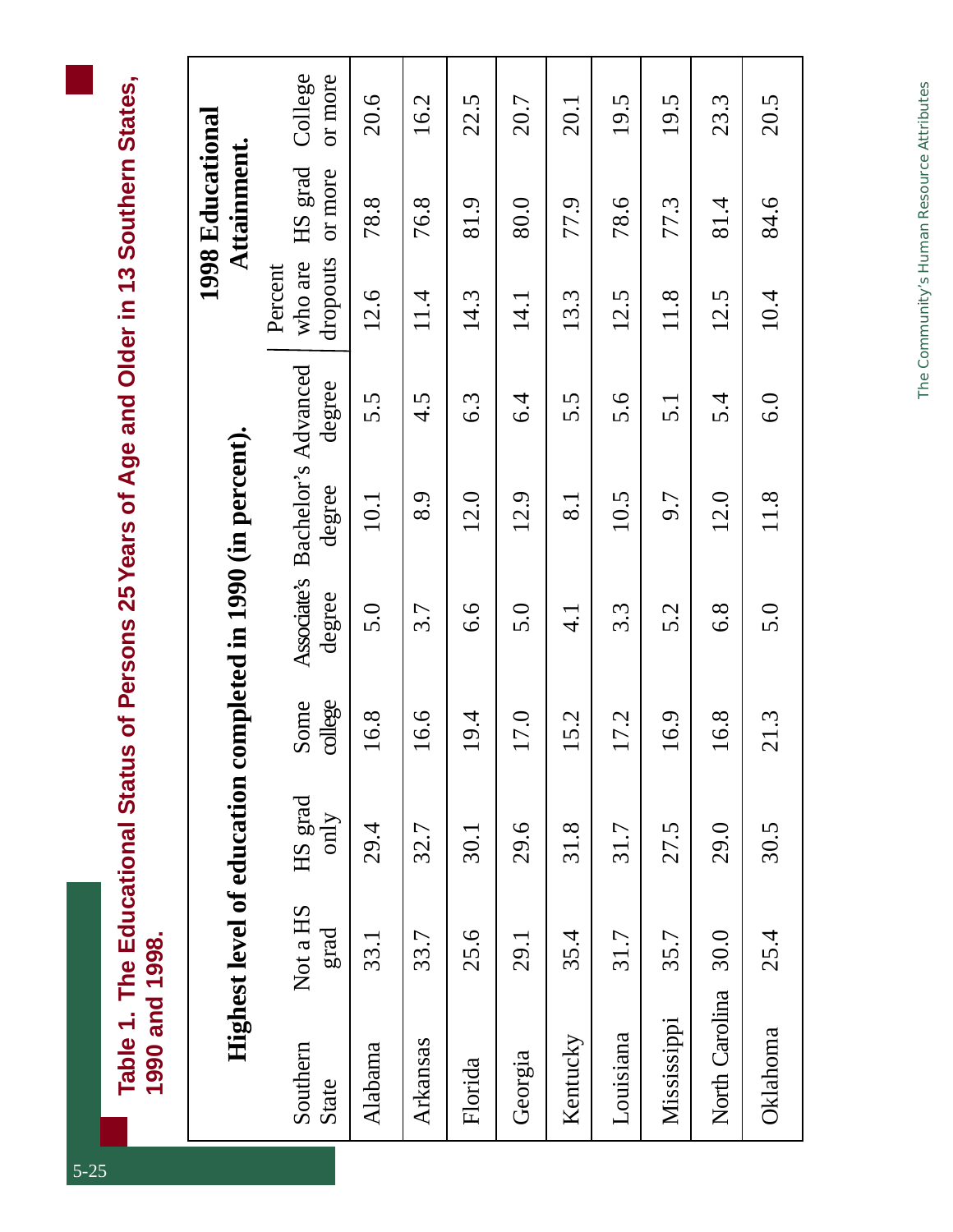**Table 1. The Educational Status of Persons 25 Years of Age and Older in 13 Southern States, 1990 and 1998.**

| Southern State | Highest level of education completed in 1990 (in percent). | | | | | | 1998 Educational Attainment. | | |
|---|---|---|---|---|---|---|---|---|---|
| | Not a HS grad | HS grad only | Some college | Associate's degree | Bachelor's degree | Advanced degree | Percent who are dropouts | HS grad or more | College or more |
| Alabama | 33.1 | 29.4 | 16.8 | 5.0 | 10.1 | 5.5 | 12.6 | 78.8 | 20.6 |
| Arkansas | 33.7 | 32.7 | 16.6 | 3.7 | 8.9 | 4.5 | 11.4 | 76.8 | 16.2 |
| Florida | 25.6 | 30.1 | 19.4 | 6.6 | 12.0 | 6.3 | 14.3 | 81.9 | 22.5 |
| Georgia | 29.1 | 29.6 | 17.0 | 5.0 | 12.9 | 6.4 | 14.1 | 80.0 | 20.7 |
| Kentucky | 35.4 | 31.8 | 15.2 | 4.1 | 8.1 | 5.5 | 13.3 | 77.9 | 20.1 |
| Louisiana | 31.7 | 31.7 | 17.2 | 3.3 | 10.5 | 5.6 | 12.5 | 78.6 | 19.5 |
| Mississippi | 35.7 | 27.5 | 16.9 | 5.2 | 9.7 | 5.1 | 11.8 | 77.3 | 19.5 |
| North Carolina | 30.0 | 29.0 | 16.8 | 6.8 | 12.0 | 5.4 | 12.5 | 81.4 | 23.3 |
| Oklahoma | 25.4 | 30.5 | 21.3 | 5.0 | 11.8 | 6.0 | 10.4 | 84.6 | 20.5 |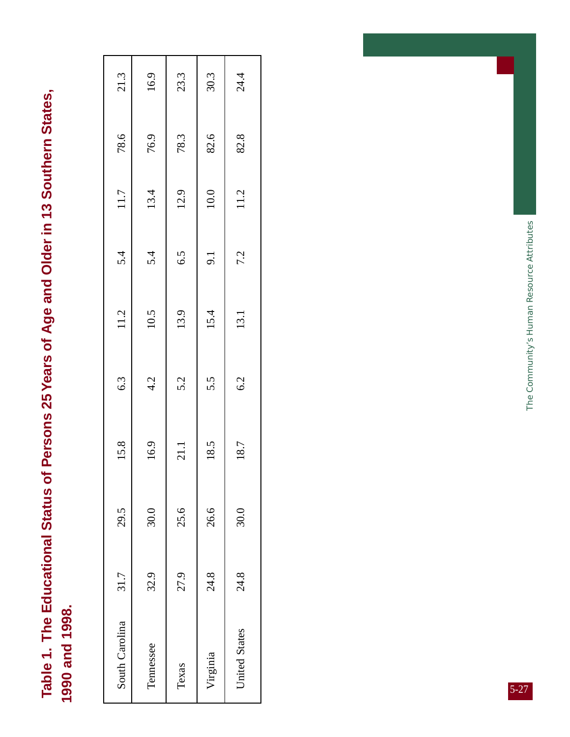**Table 1. The Educational Status of Persons 25 Years of Age and Older in 13 Southern States, 1990 and 1998.**

| | | | | | | | | | |
|---|---|---|---|---|---|---|---|---|---|
| South Carolina | 31.7 | 29.5 | 15.8 | 6.3 | 11.2 | 5.4 | 11.7 | 78.6 | 21.3 |
| Tennessee | 32.9 | 30.0 | 16.9 | 4.2 | 10.5 | 5.4 | 13.4 | 76.9 | 16.9 |
| Texas | 27.9 | 25.6 | 21.1 | 5.2 | 13.9 | 6.5 | 12.9 | 78.3 | 23.3 |
| Virginia | 24.8 | 26.6 | 18.5 | 5.5 | 15.4 | 9.1 | 10.0 | 82.6 | 30.3 |
| United States | 24.8 | 30.0 | 18.7 | 6.2 | 13.1 | 7.2 | 11.2 | 82.8 | 24.4 |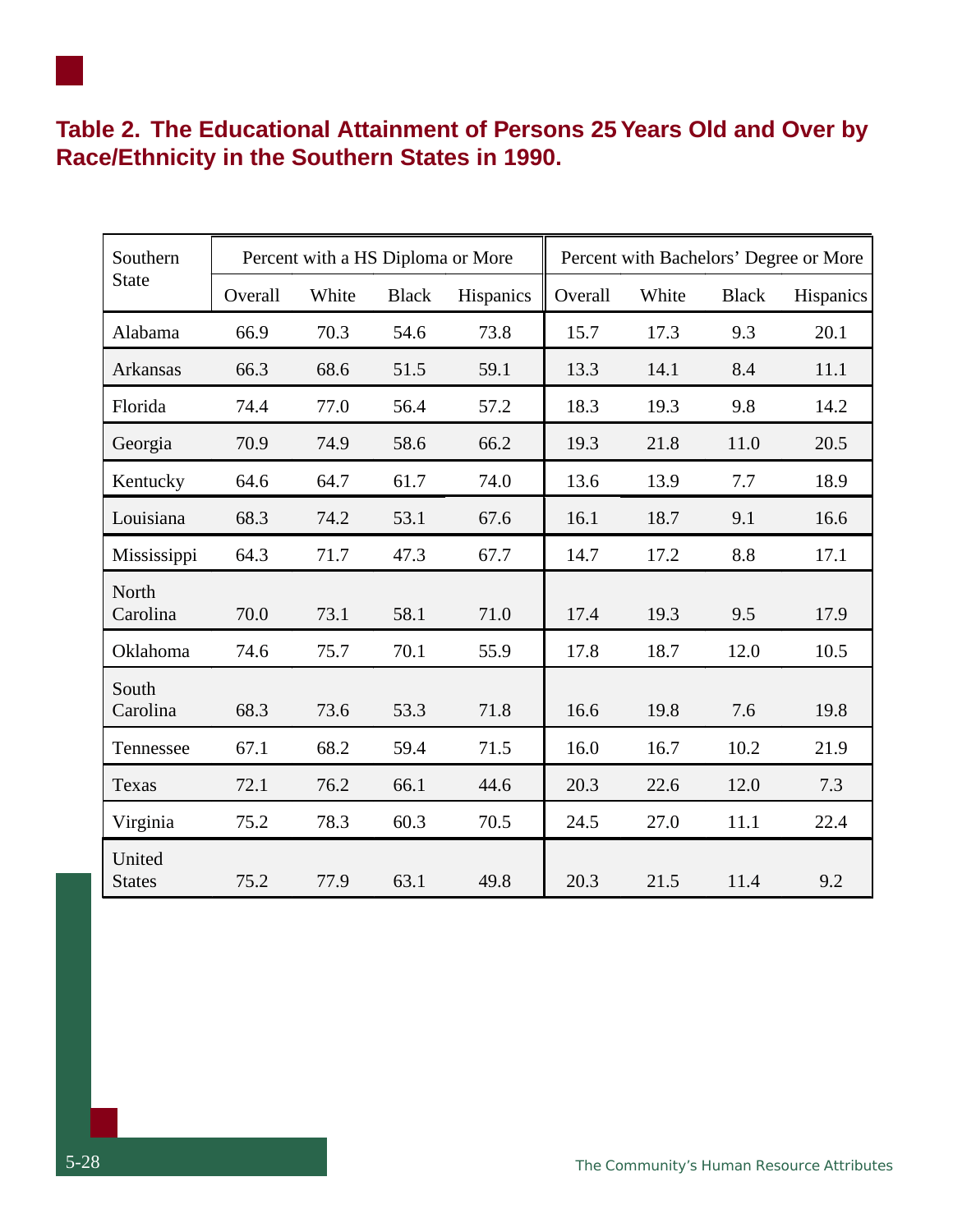**Table 2. The Educational Attainment of Persons 25 Years Old and Over by Race/Ethnicity in the Southern States in 1990.**

| Southern State | Percent with a HS Diploma or More | | | | Percent with Bachelors' Degree or More | | | |
|---|---|---|---|---|---|---|---|---|
| | Overall | White | Black | Hispanics | Overall | White | Black | Hispanics |
| Alabama | 66.9 | 70.3 | 54.6 | 73.8 | 15.7 | 17.3 | 9.3 | 20.1 |
| Arkansas | 66.3 | 68.6 | 51.5 | 59.1 | 13.3 | 14.1 | 8.4 | 11.1 |
| Florida | 74.4 | 77.0 | 56.4 | 57.2 | 18.3 | 19.3 | 9.8 | 14.2 |
| Georgia | 70.9 | 74.9 | 58.6 | 66.2 | 19.3 | 21.8 | 11.0 | 20.5 |
| Kentucky | 64.6 | 64.7 | 61.7 | 74.0 | 13.6 | 13.9 | 7.7 | 18.9 |
| Louisiana | 68.3 | 74.2 | 53.1 | 67.6 | 16.1 | 18.7 | 9.1 | 16.6 |
| Mississippi | 64.3 | 71.7 | 47.3 | 67.7 | 14.7 | 17.2 | 8.8 | 17.1 |
| North Carolina | 70.0 | 73.1 | 58.1 | 71.0 | 17.4 | 19.3 | 9.5 | 17.9 |
| Oklahoma | 74.6 | 75.7 | 70.1 | 55.9 | 17.8 | 18.7 | 12.0 | 10.5 |
| South Carolina | 68.3 | 73.6 | 53.3 | 71.8 | 16.6 | 19.8 | 7.6 | 19.8 |
| Tennessee | 67.1 | 68.2 | 59.4 | 71.5 | 16.0 | 16.7 | 10.2 | 21.9 |
| Texas | 72.1 | 76.2 | 66.1 | 44.6 | 20.3 | 22.6 | 12.0 | 7.3 |
| Virginia | 75.2 | 78.3 | 60.3 | 70.5 | 24.5 | 27.0 | 11.1 | 22.4 |
| United States | 75.2 | 77.9 | 63.1 | 49.8 | 20.3 | 21.5 | 11.4 | 9.2 |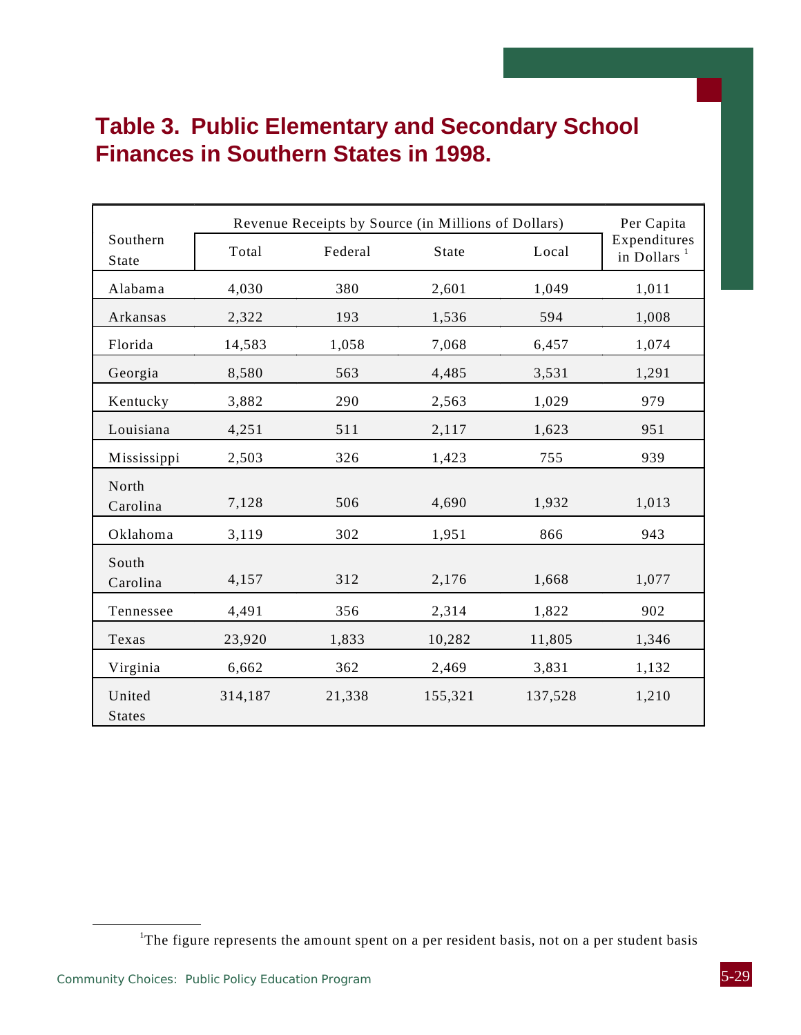# Table 3. Public Elementary and Secondary School Finances in Southern States in 1998.

| Southern State | Revenue Receipts by Source (in Millions of Dollars) | | | | Per Capita Expenditures in Dollars[1] |
|---|---|---|---|---|---|
| | Total | Federal | State | Local | |
| Alabama | 4,030 | 380 | 2,601 | 1,049 | 1,011 |
| Arkansas | 2,322 | 193 | 1,536 | 594 | 1,008 |
| Florida | 14,583 | 1,058 | 7,068 | 6,457 | 1,074 |
| Georgia | 8,580 | 563 | 4,485 | 3,531 | 1,291 |
| Kentucky | 3,882 | 290 | 2,563 | 1,029 | 979 |
| Louisiana | 4,251 | 511 | 2,117 | 1,623 | 951 |
| Mississippi | 2,503 | 326 | 1,423 | 755 | 939 |
| North Carolina | 7,128 | 506 | 4,690 | 1,932 | 1,013 |
| Oklahoma | 3,119 | 302 | 1,951 | 866 | 943 |
| South Carolina | 4,157 | 312 | 2,176 | 1,668 | 1,077 |
| Tennessee | 4,491 | 356 | 2,314 | 1,822 | 902 |
| Texas | 23,920 | 1,833 | 10,282 | 11,805 | 1,346 |
| Virginia | 6,662 | 362 | 2,469 | 3,831 | 1,132 |
| United States | 314,187 | 21,338 | 155,321 | 137,528 | 1,210 |

[1] The figure represents the amount spent on a per resident basis, not on a per student basis